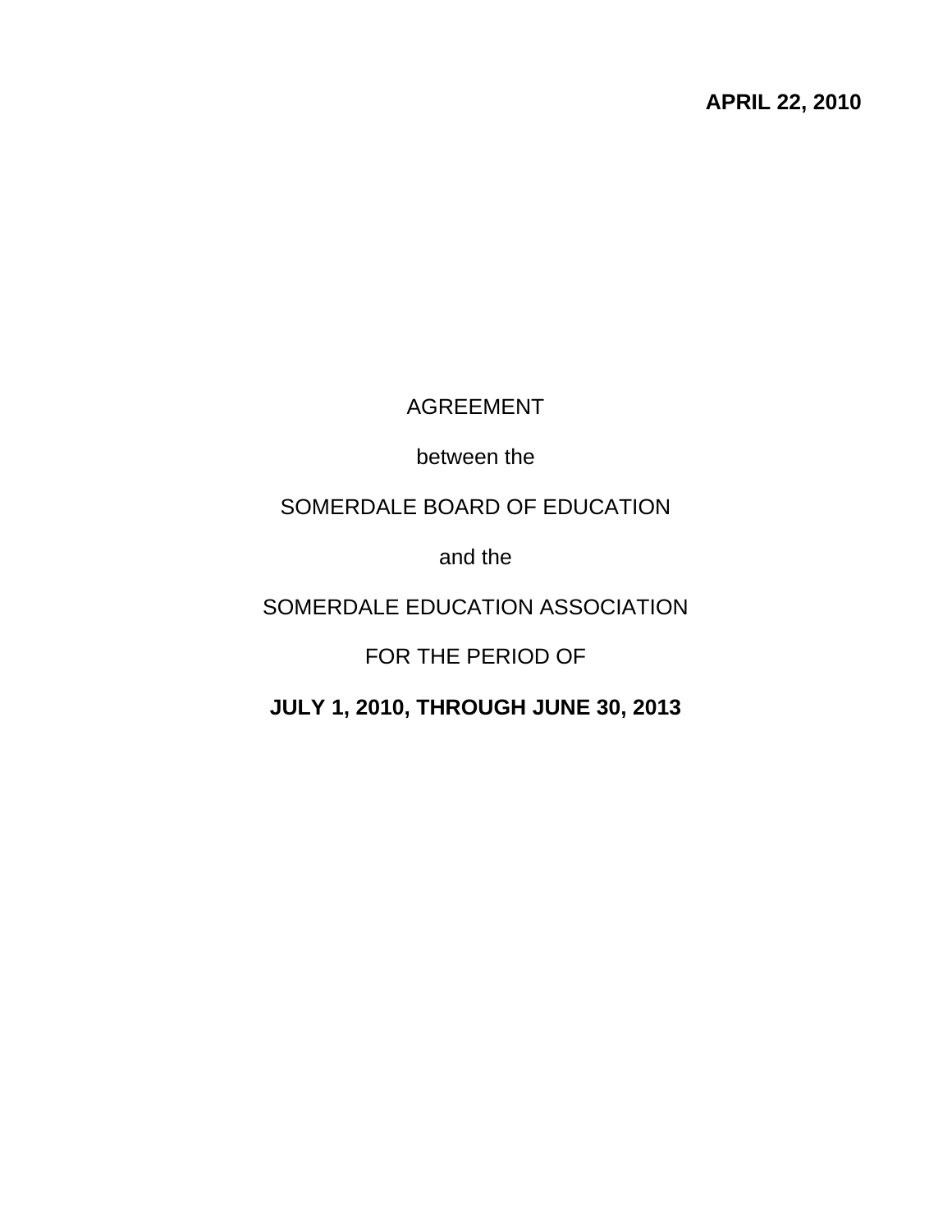**APRIL 22, 2010**

AGREEMENT

between the

SOMERDALE BOARD OF EDUCATION

and the

SOMERDALE EDUCATION ASSOCIATION

FOR THE PERIOD OF

**JULY 1, 2010, THROUGH JUNE 30, 2013**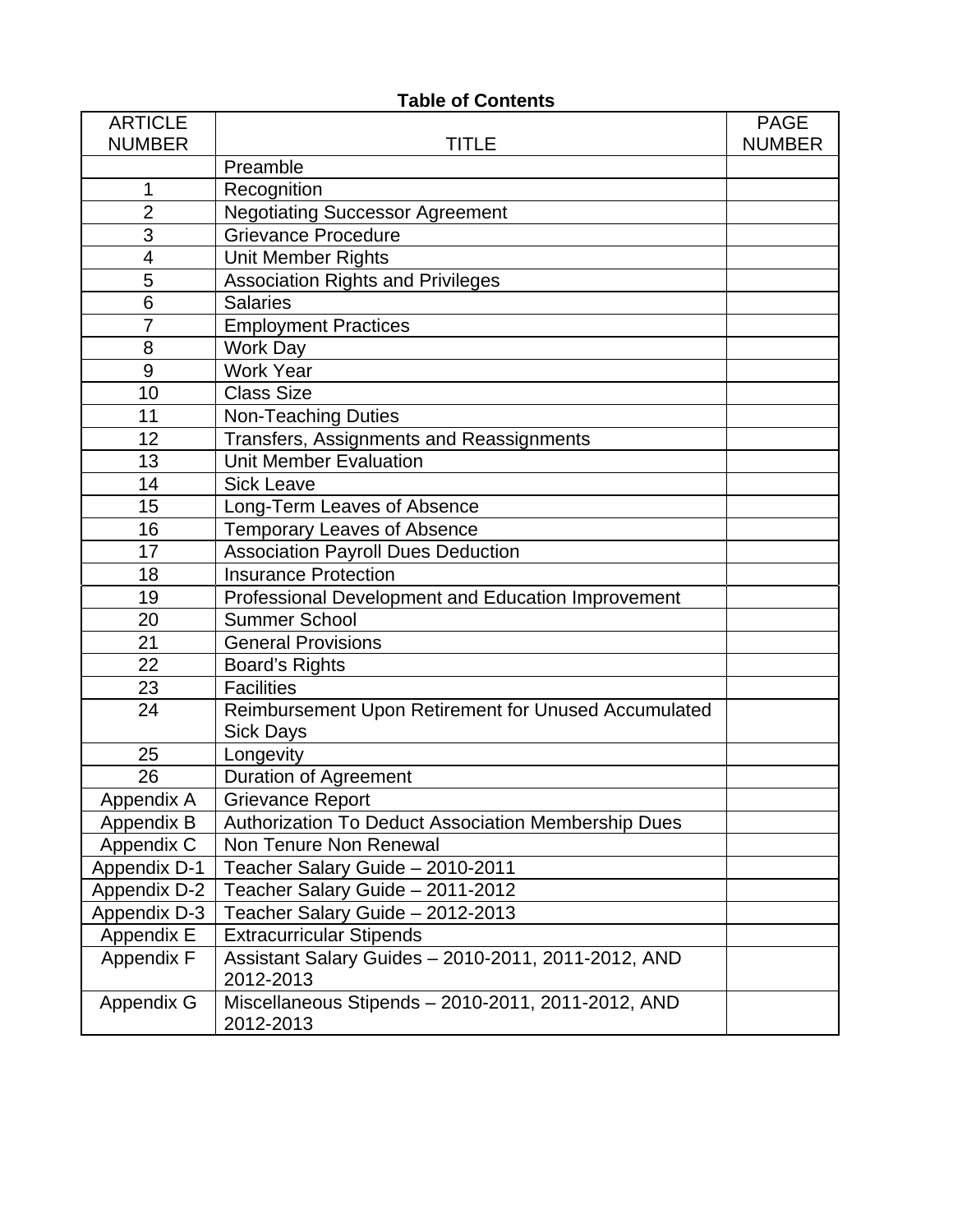## Table of Contents

| ARTICLE NUMBER | TITLE | PAGE NUMBER |
|---|---|---|
| | Preamble | |
| 1 | Recognition | |
| 2 | Negotiating Successor Agreement | |
| 3 | Grievance Procedure | |
| 4 | Unit Member Rights | |
| 5 | Association Rights and Privileges | |
| 6 | Salaries | |
| 7 | Employment Practices | |
| 8 | Work Day | |
| 9 | Work Year | |
| 10 | Class Size | |
| 11 | Non-Teaching Duties | |
| 12 | Transfers, Assignments and Reassignments | |
| 13 | Unit Member Evaluation | |
| 14 | Sick Leave | |
| 15 | Long-Term Leaves of Absence | |
| 16 | Temporary Leaves of Absence | |
| 17 | Association Payroll Dues Deduction | |
| 18 | Insurance Protection | |
| 19 | Professional Development and Education Improvement | |
| 20 | Summer School | |
| 21 | General Provisions | |
| 22 | Board's Rights | |
| 23 | Facilities | |
| 24 | Reimbursement Upon Retirement for Unused Accumulated Sick Days | |
| 25 | Longevity | |
| 26 | Duration of Agreement | |
| Appendix A | Grievance Report | |
| Appendix B | Authorization To Deduct Association Membership Dues | |
| Appendix C | Non Tenure Non Renewal | |
| Appendix D-1 | Teacher Salary Guide – 2010-2011 | |
| Appendix D-2 | Teacher Salary Guide – 2011-2012 | |
| Appendix D-3 | Teacher Salary Guide – 2012-2013 | |
| Appendix E | Extracurricular Stipends | |
| Appendix F | Assistant Salary Guides – 2010-2011, 2011-2012, AND 2012-2013 | |
| Appendix G | Miscellaneous Stipends – 2010-2011, 2011-2012, AND 2012-2013 | |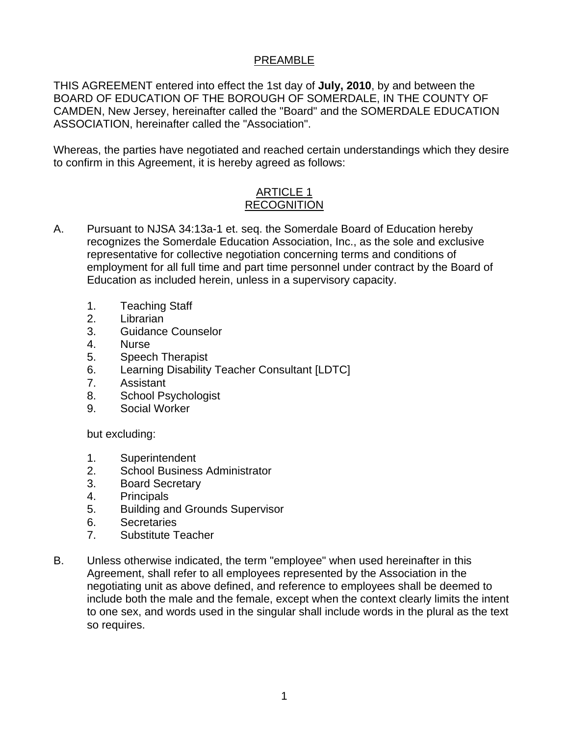## PREAMBLE

THIS AGREEMENT entered into effect the 1st day of **July, 2010**, by and between the BOARD OF EDUCATION OF THE BOROUGH OF SOMERDALE, IN THE COUNTY OF CAMDEN, New Jersey, hereinafter called the "Board" and the SOMERDALE EDUCATION ASSOCIATION, hereinafter called the "Association".

Whereas, the parties have negotiated and reached certain understandings which they desire to confirm in this Agreement, it is hereby agreed as follows:

## ARTICLE 1
## RECOGNITION

A. Pursuant to NJSA 34:13a-1 et. seq. the Somerdale Board of Education hereby recognizes the Somerdale Education Association, Inc., as the sole and exclusive representative for collective negotiation concerning terms and conditions of employment for all full time and part time personnel under contract by the Board of Education as included herein, unless in a supervisory capacity.

   1. Teaching Staff
   2. Librarian
   3. Guidance Counselor
   4. Nurse
   5. Speech Therapist
   6. Learning Disability Teacher Consultant [LDTC]
   7. Assistant
   8. School Psychologist
   9. Social Worker

   but excluding:

   1. Superintendent
   2. School Business Administrator
   3. Board Secretary
   4. Principals
   5. Building and Grounds Supervisor
   6. Secretaries
   7. Substitute Teacher

B. Unless otherwise indicated, the term "employee" when used hereinafter in this Agreement, shall refer to all employees represented by the Association in the negotiating unit as above defined, and reference to employees shall be deemed to include both the male and the female, except when the context clearly limits the intent to one sex, and words used in the singular shall include words in the plural as the text so requires.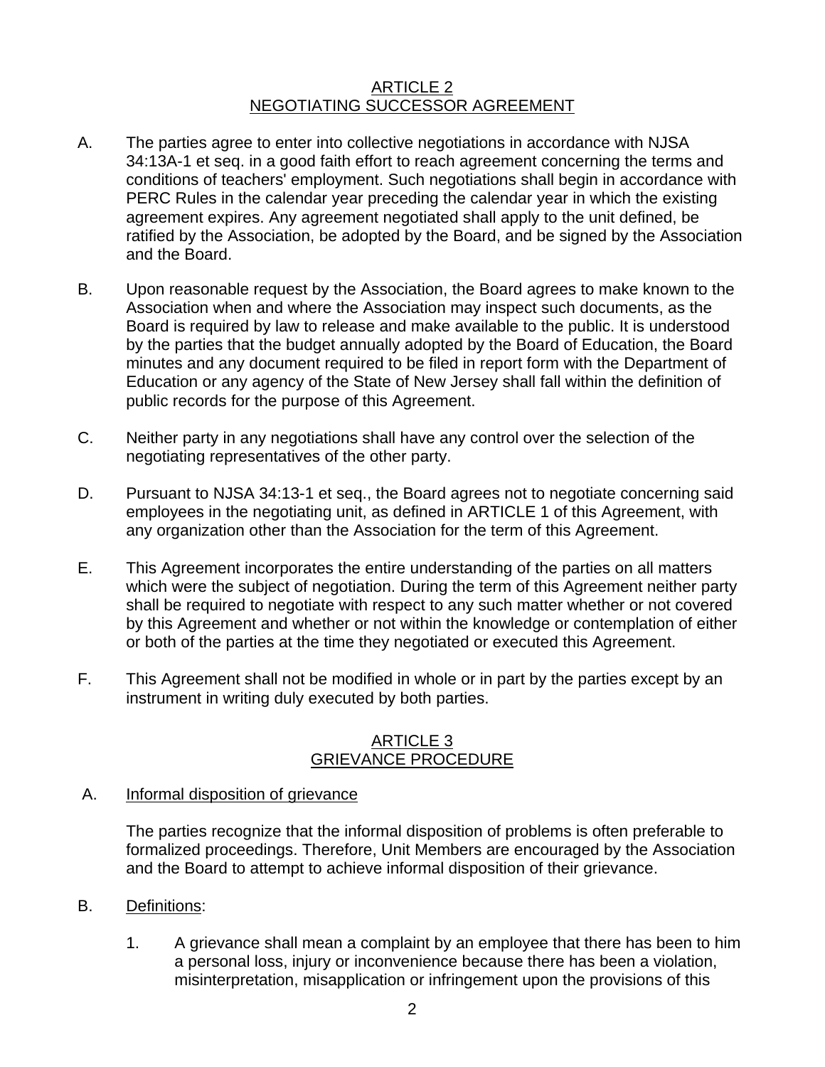## ARTICLE 2
## NEGOTIATING SUCCESSOR AGREEMENT

A. The parties agree to enter into collective negotiations in accordance with NJSA 34:13A-1 et seq. in a good faith effort to reach agreement concerning the terms and conditions of teachers' employment. Such negotiations shall begin in accordance with PERC Rules in the calendar year preceding the calendar year in which the existing agreement expires. Any agreement negotiated shall apply to the unit defined, be ratified by the Association, be adopted by the Board, and be signed by the Association and the Board.

B. Upon reasonable request by the Association, the Board agrees to make known to the Association when and where the Association may inspect such documents, as the Board is required by law to release and make available to the public. It is understood by the parties that the budget annually adopted by the Board of Education, the Board minutes and any document required to be filed in report form with the Department of Education or any agency of the State of New Jersey shall fall within the definition of public records for the purpose of this Agreement.

C. Neither party in any negotiations shall have any control over the selection of the negotiating representatives of the other party.

D. Pursuant to NJSA 34:13-1 et seq., the Board agrees not to negotiate concerning said employees in the negotiating unit, as defined in ARTICLE 1 of this Agreement, with any organization other than the Association for the term of this Agreement.

E. This Agreement incorporates the entire understanding of the parties on all matters which were the subject of negotiation. During the term of this Agreement neither party shall be required to negotiate with respect to any such matter whether or not covered by this Agreement and whether or not within the knowledge or contemplation of either or both of the parties at the time they negotiated or executed this Agreement.

F. This Agreement shall not be modified in whole or in part by the parties except by an instrument in writing duly executed by both parties.

## ARTICLE 3
## GRIEVANCE PROCEDURE

A. Informal disposition of grievance

The parties recognize that the informal disposition of problems is often preferable to formalized proceedings. Therefore, Unit Members are encouraged by the Association and the Board to attempt to achieve informal disposition of their grievance.

B. Definitions:

1. A grievance shall mean a complaint by an employee that there has been to him a personal loss, injury or inconvenience because there has been a violation, misinterpretation, misapplication or infringement upon the provisions of this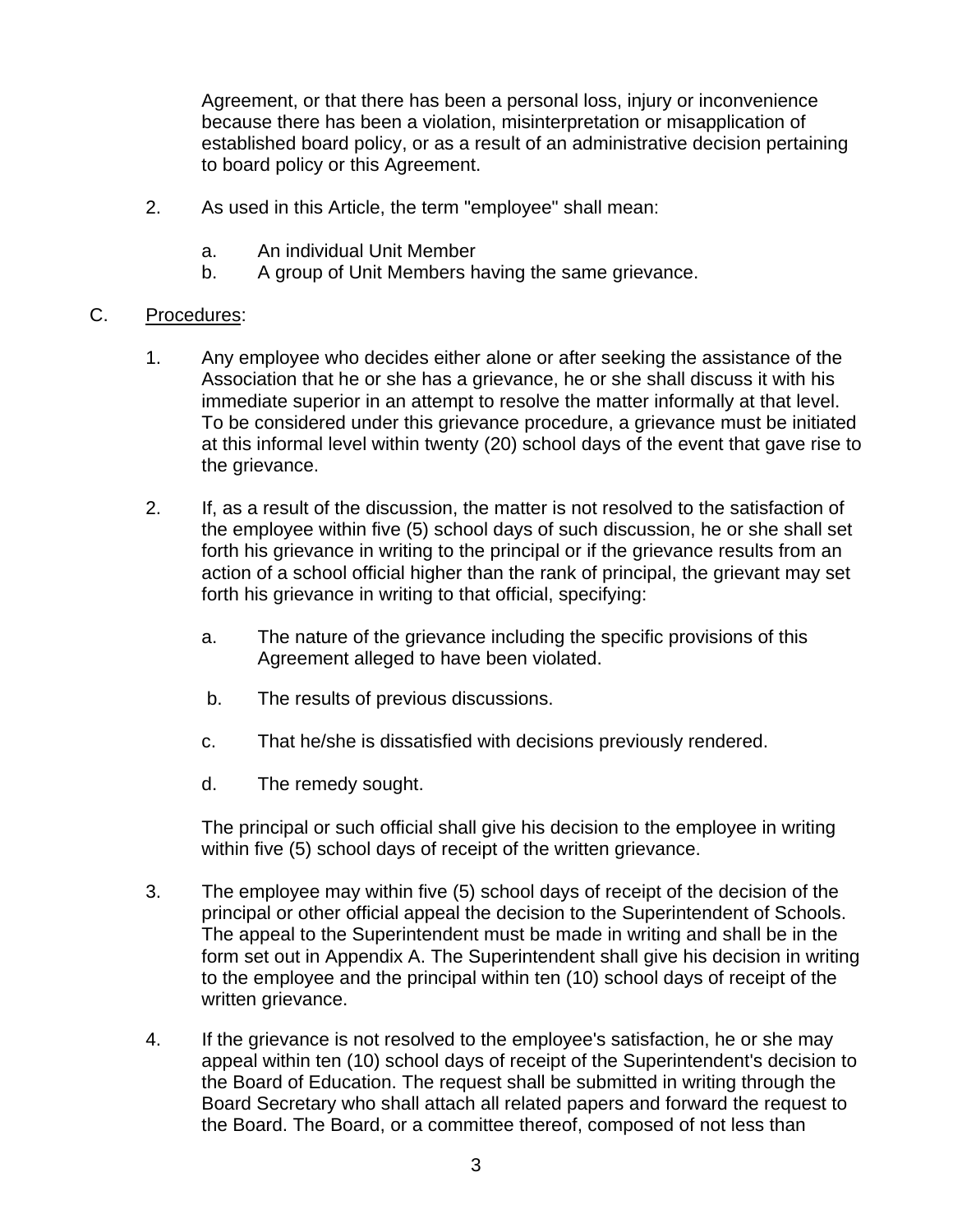Agreement, or that there has been a personal loss, injury or inconvenience because there has been a violation, misinterpretation or misapplication of established board policy, or as a result of an administrative decision pertaining to board policy or this Agreement.

2. As used in this Article, the term "employee" shall mean:

   a. An individual Unit Member
   b. A group of Unit Members having the same grievance.

C. Procedures:

1. Any employee who decides either alone or after seeking the assistance of the Association that he or she has a grievance, he or she shall discuss it with his immediate superior in an attempt to resolve the matter informally at that level. To be considered under this grievance procedure, a grievance must be initiated at this informal level within twenty (20) school days of the event that gave rise to the grievance.

2. If, as a result of the discussion, the matter is not resolved to the satisfaction of the employee within five (5) school days of such discussion, he or she shall set forth his grievance in writing to the principal or if the grievance results from an action of a school official higher than the rank of principal, the grievant may set forth his grievance in writing to that official, specifying:

   a. The nature of the grievance including the specific provisions of this Agreement alleged to have been violated.

   b. The results of previous discussions.

   c. That he/she is dissatisfied with decisions previously rendered.

   d. The remedy sought.

   The principal or such official shall give his decision to the employee in writing within five (5) school days of receipt of the written grievance.

3. The employee may within five (5) school days of receipt of the decision of the principal or other official appeal the decision to the Superintendent of Schools. The appeal to the Superintendent must be made in writing and shall be in the form set out in Appendix A. The Superintendent shall give his decision in writing to the employee and the principal within ten (10) school days of receipt of the written grievance.

4. If the grievance is not resolved to the employee's satisfaction, he or she may appeal within ten (10) school days of receipt of the Superintendent's decision to the Board of Education. The request shall be submitted in writing through the Board Secretary who shall attach all related papers and forward the request to the Board. The Board, or a committee thereof, composed of not less than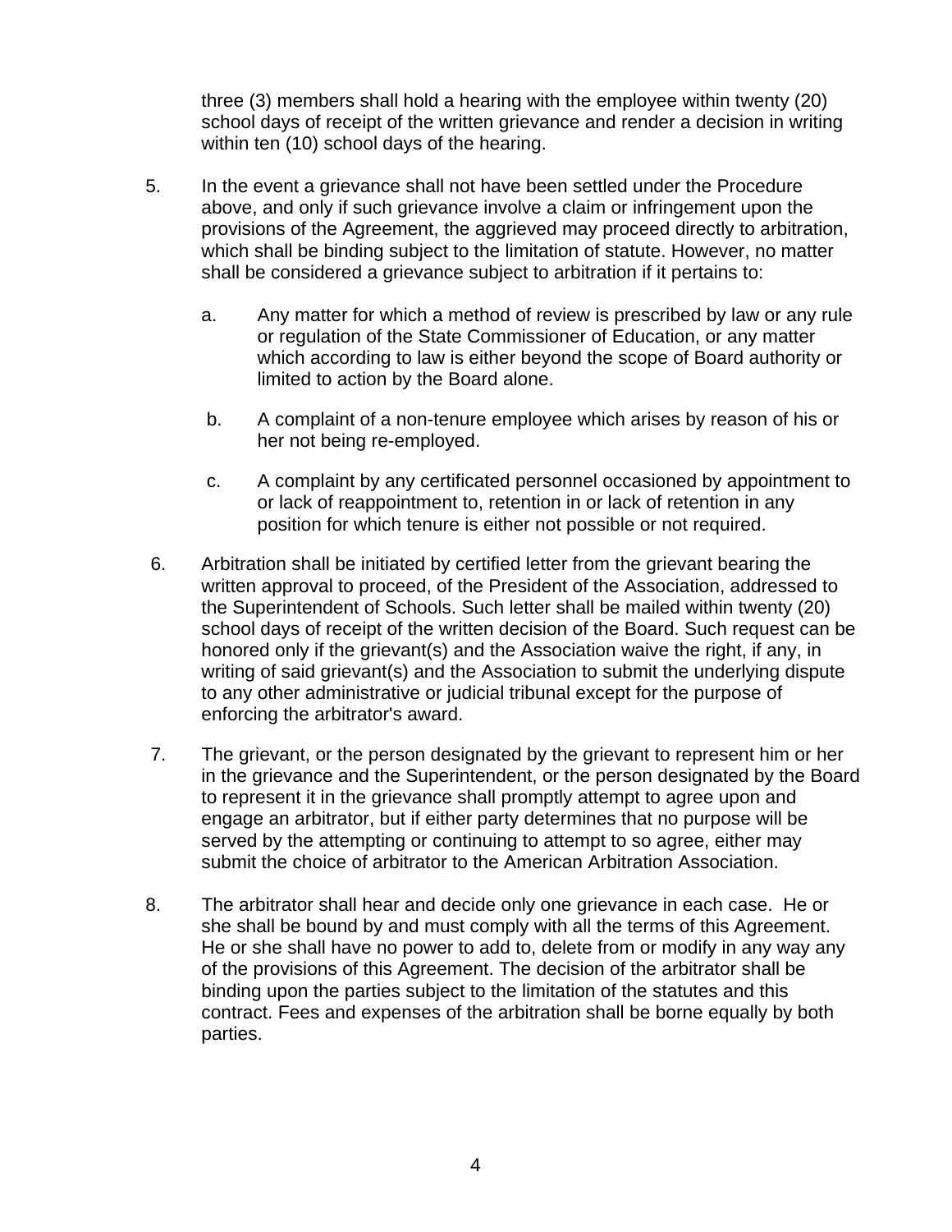three (3) members shall hold a hearing with the employee within twenty (20) school days of receipt of the written grievance and render a decision in writing within ten (10) school days of the hearing.

5. In the event a grievance shall not have been settled under the Procedure above, and only if such grievance involve a claim or infringement upon the provisions of the Agreement, the aggrieved may proceed directly to arbitration, which shall be binding subject to the limitation of statute. However, no matter shall be considered a grievance subject to arbitration if it pertains to:

   a. Any matter for which a method of review is prescribed by law or any rule or regulation of the State Commissioner of Education, or any matter which according to law is either beyond the scope of Board authority or limited to action by the Board alone.

   b. A complaint of a non-tenure employee which arises by reason of his or her not being re-employed.

   c. A complaint by any certificated personnel occasioned by appointment to or lack of reappointment to, retention in or lack of retention in any position for which tenure is either not possible or not required.

6. Arbitration shall be initiated by certified letter from the grievant bearing the written approval to proceed, of the President of the Association, addressed to the Superintendent of Schools. Such letter shall be mailed within twenty (20) school days of receipt of the written decision of the Board. Such request can be honored only if the grievant(s) and the Association waive the right, if any, in writing of said grievant(s) and the Association to submit the underlying dispute to any other administrative or judicial tribunal except for the purpose of enforcing the arbitrator's award.

7. The grievant, or the person designated by the grievant to represent him or her in the grievance and the Superintendent, or the person designated by the Board to represent it in the grievance shall promptly attempt to agree upon and engage an arbitrator, but if either party determines that no purpose will be served by the attempting or continuing to attempt to so agree, either may submit the choice of arbitrator to the American Arbitration Association.

8. The arbitrator shall hear and decide only one grievance in each case. He or she shall be bound by and must comply with all the terms of this Agreement. He or she shall have no power to add to, delete from or modify in any way any of the provisions of this Agreement. The decision of the arbitrator shall be binding upon the parties subject to the limitation of the statutes and this contract. Fees and expenses of the arbitration shall be borne equally by both parties.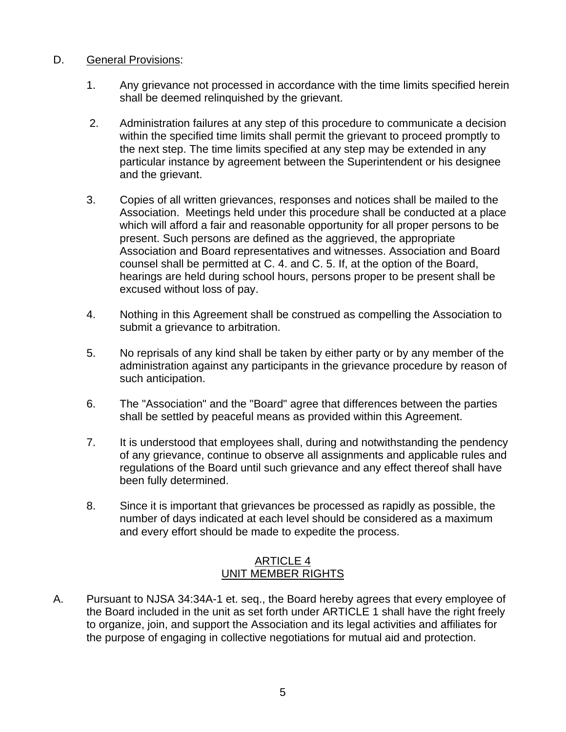D. <u>General Provisions</u>:

1. Any grievance not processed in accordance with the time limits specified herein shall be deemed relinquished by the grievant.

2. Administration failures at any step of this procedure to communicate a decision within the specified time limits shall permit the grievant to proceed promptly to the next step. The time limits specified at any step may be extended in any particular instance by agreement between the Superintendent or his designee and the grievant.

3. Copies of all written grievances, responses and notices shall be mailed to the Association. Meetings held under this procedure shall be conducted at a place which will afford a fair and reasonable opportunity for all proper persons to be present. Such persons are defined as the aggrieved, the appropriate Association and Board representatives and witnesses. Association and Board counsel shall be permitted at C. 4. and C. 5. If, at the option of the Board, hearings are held during school hours, persons proper to be present shall be excused without loss of pay.

4. Nothing in this Agreement shall be construed as compelling the Association to submit a grievance to arbitration.

5. No reprisals of any kind shall be taken by either party or by any member of the administration against any participants in the grievance procedure by reason of such anticipation.

6. The "Association" and the "Board" agree that differences between the parties shall be settled by peaceful means as provided within this Agreement.

7. It is understood that employees shall, during and notwithstanding the pendency of any grievance, continue to observe all assignments and applicable rules and regulations of the Board until such grievance and any effect thereof shall have been fully determined.

8. Since it is important that grievances be processed as rapidly as possible, the number of days indicated at each level should be considered as a maximum and every effort should be made to expedite the process.

## ARTICLE 4
## UNIT MEMBER RIGHTS

A. Pursuant to NJSA 34:34A-1 et. seq., the Board hereby agrees that every employee of the Board included in the unit as set forth under ARTICLE 1 shall have the right freely to organize, join, and support the Association and its legal activities and affiliates for the purpose of engaging in collective negotiations for mutual aid and protection.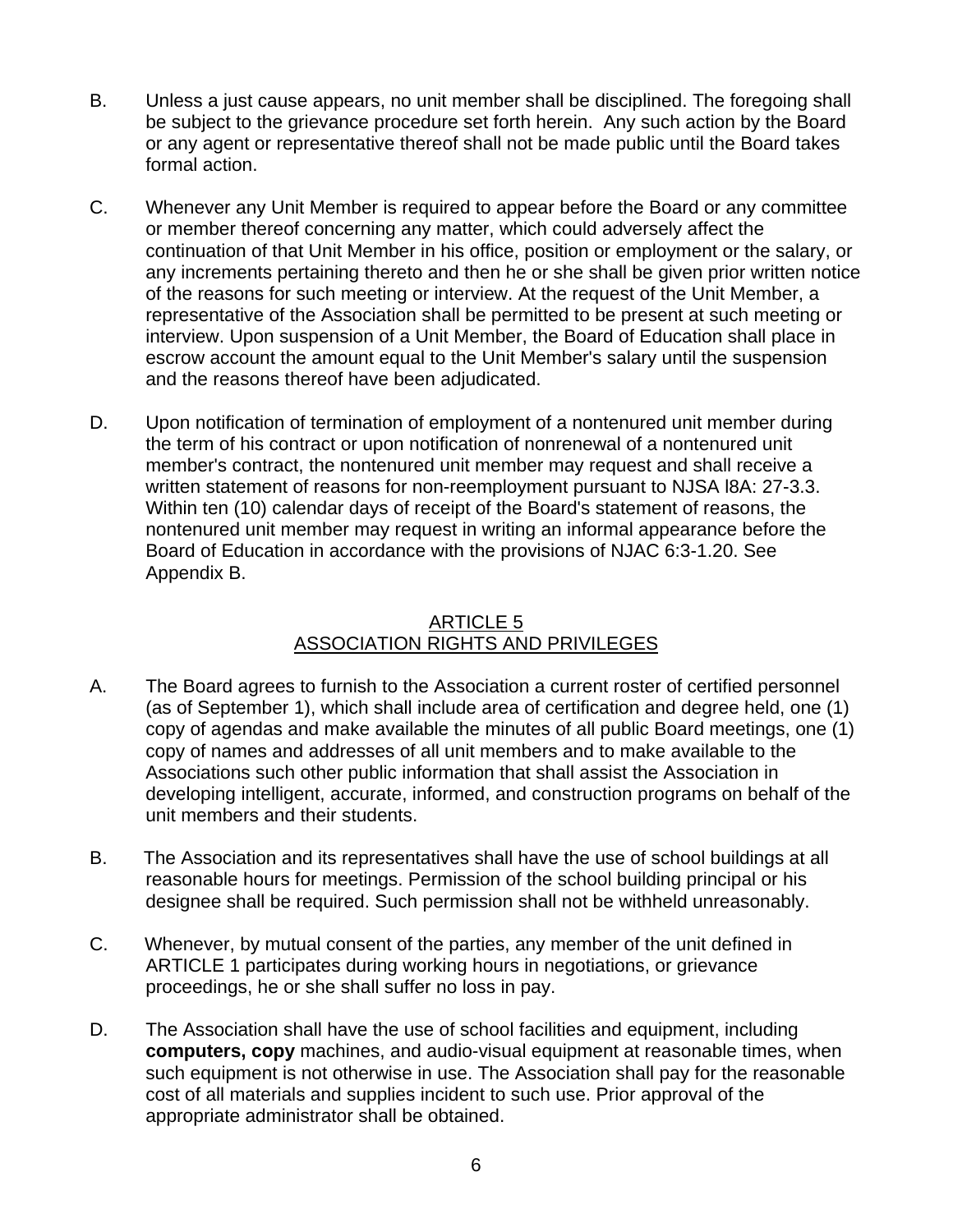B. Unless a just cause appears, no unit member shall be disciplined. The foregoing shall be subject to the grievance procedure set forth herein. Any such action by the Board or any agent or representative thereof shall not be made public until the Board takes formal action.

C. Whenever any Unit Member is required to appear before the Board or any committee or member thereof concerning any matter, which could adversely affect the continuation of that Unit Member in his office, position or employment or the salary, or any increments pertaining thereto and then he or she shall be given prior written notice of the reasons for such meeting or interview. At the request of the Unit Member, a representative of the Association shall be permitted to be present at such meeting or interview. Upon suspension of a Unit Member, the Board of Education shall place in escrow account the amount equal to the Unit Member's salary until the suspension and the reasons thereof have been adjudicated.

D. Upon notification of termination of employment of a nontenured unit member during the term of his contract or upon notification of nonrenewal of a nontenured unit member's contract, the nontenured unit member may request and shall receive a written statement of reasons for non-reemployment pursuant to NJSA l8A: 27-3.3. Within ten (10) calendar days of receipt of the Board's statement of reasons, the nontenured unit member may request in writing an informal appearance before the Board of Education in accordance with the provisions of NJAC 6:3-1.20. See Appendix B.

## ARTICLE 5
## ASSOCIATION RIGHTS AND PRIVILEGES

A. The Board agrees to furnish to the Association a current roster of certified personnel (as of September 1), which shall include area of certification and degree held, one (1) copy of agendas and make available the minutes of all public Board meetings, one (1) copy of names and addresses of all unit members and to make available to the Associations such other public information that shall assist the Association in developing intelligent, accurate, informed, and construction programs on behalf of the unit members and their students.

B. The Association and its representatives shall have the use of school buildings at all reasonable hours for meetings. Permission of the school building principal or his designee shall be required. Such permission shall not be withheld unreasonably.

C. Whenever, by mutual consent of the parties, any member of the unit defined in ARTICLE 1 participates during working hours in negotiations, or grievance proceedings, he or she shall suffer no loss in pay.

D. The Association shall have the use of school facilities and equipment, including **computers, copy** machines, and audio-visual equipment at reasonable times, when such equipment is not otherwise in use. The Association shall pay for the reasonable cost of all materials and supplies incident to such use. Prior approval of the appropriate administrator shall be obtained.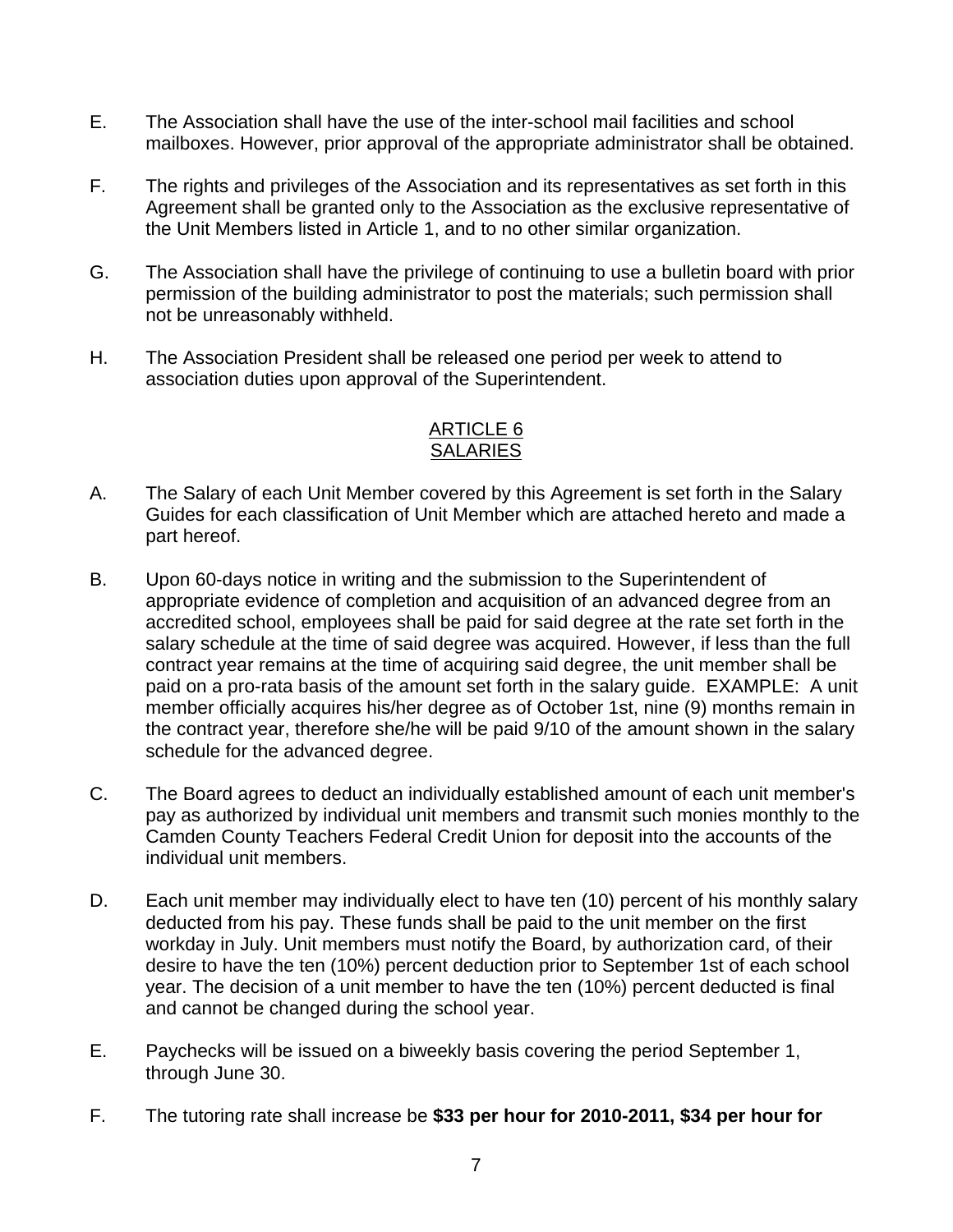E. The Association shall have the use of the inter-school mail facilities and school mailboxes. However, prior approval of the appropriate administrator shall be obtained.

F. The rights and privileges of the Association and its representatives as set forth in this Agreement shall be granted only to the Association as the exclusive representative of the Unit Members listed in Article 1, and to no other similar organization.

G. The Association shall have the privilege of continuing to use a bulletin board with prior permission of the building administrator to post the materials; such permission shall not be unreasonably withheld.

H. The Association President shall be released one period per week to attend to association duties upon approval of the Superintendent.

## ARTICLE 6
## SALARIES

A. The Salary of each Unit Member covered by this Agreement is set forth in the Salary Guides for each classification of Unit Member which are attached hereto and made a part hereof.

B. Upon 60-days notice in writing and the submission to the Superintendent of appropriate evidence of completion and acquisition of an advanced degree from an accredited school, employees shall be paid for said degree at the rate set forth in the salary schedule at the time of said degree was acquired. However, if less than the full contract year remains at the time of acquiring said degree, the unit member shall be paid on a pro-rata basis of the amount set forth in the salary guide. EXAMPLE: A unit member officially acquires his/her degree as of October 1st, nine (9) months remain in the contract year, therefore she/he will be paid 9/10 of the amount shown in the salary schedule for the advanced degree.

C. The Board agrees to deduct an individually established amount of each unit member's pay as authorized by individual unit members and transmit such monies monthly to the Camden County Teachers Federal Credit Union for deposit into the accounts of the individual unit members.

D. Each unit member may individually elect to have ten (10) percent of his monthly salary deducted from his pay. These funds shall be paid to the unit member on the first workday in July. Unit members must notify the Board, by authorization card, of their desire to have the ten (10%) percent deduction prior to September 1st of each school year. The decision of a unit member to have the ten (10%) percent deducted is final and cannot be changed during the school year.

E. Paychecks will be issued on a biweekly basis covering the period September 1, through June 30.

F. The tutoring rate shall increase be **$33 per hour for 2010-2011, $34 per hour for**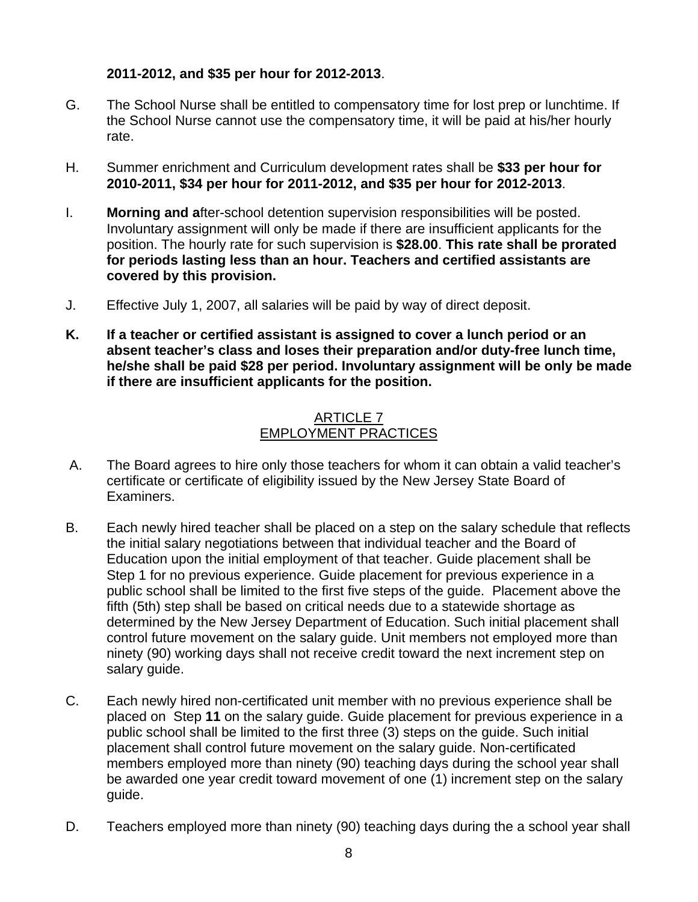**2011-2012, and $35 per hour for 2012-2013**.

G. The School Nurse shall be entitled to compensatory time for lost prep or lunchtime. If the School Nurse cannot use the compensatory time, it will be paid at his/her hourly rate.

H. Summer enrichment and Curriculum development rates shall be **$33 per hour for 2010-2011, $34 per hour for 2011-2012, and $35 per hour for 2012-2013**.

I. **Morning and a**fter-school detention supervision responsibilities will be posted. Involuntary assignment will only be made if there are insufficient applicants for the position. The hourly rate for such supervision is **$28.00**. **This rate shall be prorated for periods lasting less than an hour. Teachers and certified assistants are covered by this provision.**

J. Effective July 1, 2007, all salaries will be paid by way of direct deposit.

**K. If a teacher or certified assistant is assigned to cover a lunch period or an absent teacher's class and loses their preparation and/or duty-free lunch time, he/she shall be paid $28 per period. Involuntary assignment will be only be made if there are insufficient applicants for the position.**

## ARTICLE 7
## EMPLOYMENT PRACTICES

A. The Board agrees to hire only those teachers for whom it can obtain a valid teacher's certificate or certificate of eligibility issued by the New Jersey State Board of Examiners.

B. Each newly hired teacher shall be placed on a step on the salary schedule that reflects the initial salary negotiations between that individual teacher and the Board of Education upon the initial employment of that teacher. Guide placement shall be Step 1 for no previous experience. Guide placement for previous experience in a public school shall be limited to the first five steps of the guide. Placement above the fifth (5th) step shall be based on critical needs due to a statewide shortage as determined by the New Jersey Department of Education. Such initial placement shall control future movement on the salary guide. Unit members not employed more than ninety (90) working days shall not receive credit toward the next increment step on salary guide.

C. Each newly hired non-certificated unit member with no previous experience shall be placed on Step **11** on the salary guide. Guide placement for previous experience in a public school shall be limited to the first three (3) steps on the guide. Such initial placement shall control future movement on the salary guide. Non-certificated members employed more than ninety (90) teaching days during the school year shall be awarded one year credit toward movement of one (1) increment step on the salary guide.

D. Teachers employed more than ninety (90) teaching days during the a school year shall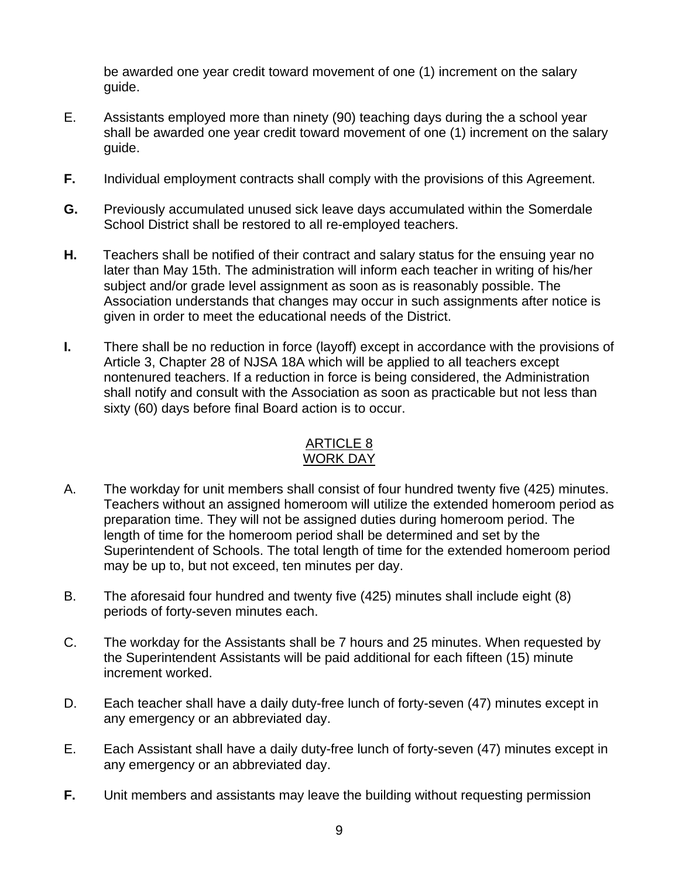be awarded one year credit toward movement of one (1) increment on the salary guide.

E. Assistants employed more than ninety (90) teaching days during the a school year shall be awarded one year credit toward movement of one (1) increment on the salary guide.

**F.** Individual employment contracts shall comply with the provisions of this Agreement.

**G.** Previously accumulated unused sick leave days accumulated within the Somerdale School District shall be restored to all re-employed teachers.

**H.** Teachers shall be notified of their contract and salary status for the ensuing year no later than May 15th. The administration will inform each teacher in writing of his/her subject and/or grade level assignment as soon as is reasonably possible. The Association understands that changes may occur in such assignments after notice is given in order to meet the educational needs of the District.

**I.** There shall be no reduction in force (layoff) except in accordance with the provisions of Article 3, Chapter 28 of NJSA 18A which will be applied to all teachers except nontenured teachers. If a reduction in force is being considered, the Administration shall notify and consult with the Association as soon as practicable but not less than sixty (60) days before final Board action is to occur.

## ARTICLE 8
## WORK DAY

A. The workday for unit members shall consist of four hundred twenty five (425) minutes. Teachers without an assigned homeroom will utilize the extended homeroom period as preparation time. They will not be assigned duties during homeroom period. The length of time for the homeroom period shall be determined and set by the Superintendent of Schools. The total length of time for the extended homeroom period may be up to, but not exceed, ten minutes per day.

B. The aforesaid four hundred and twenty five (425) minutes shall include eight (8) periods of forty-seven minutes each.

C. The workday for the Assistants shall be 7 hours and 25 minutes. When requested by the Superintendent Assistants will be paid additional for each fifteen (15) minute increment worked.

D. Each teacher shall have a daily duty-free lunch of forty-seven (47) minutes except in any emergency or an abbreviated day.

E. Each Assistant shall have a daily duty-free lunch of forty-seven (47) minutes except in any emergency or an abbreviated day.

**F.** Unit members and assistants may leave the building without requesting permission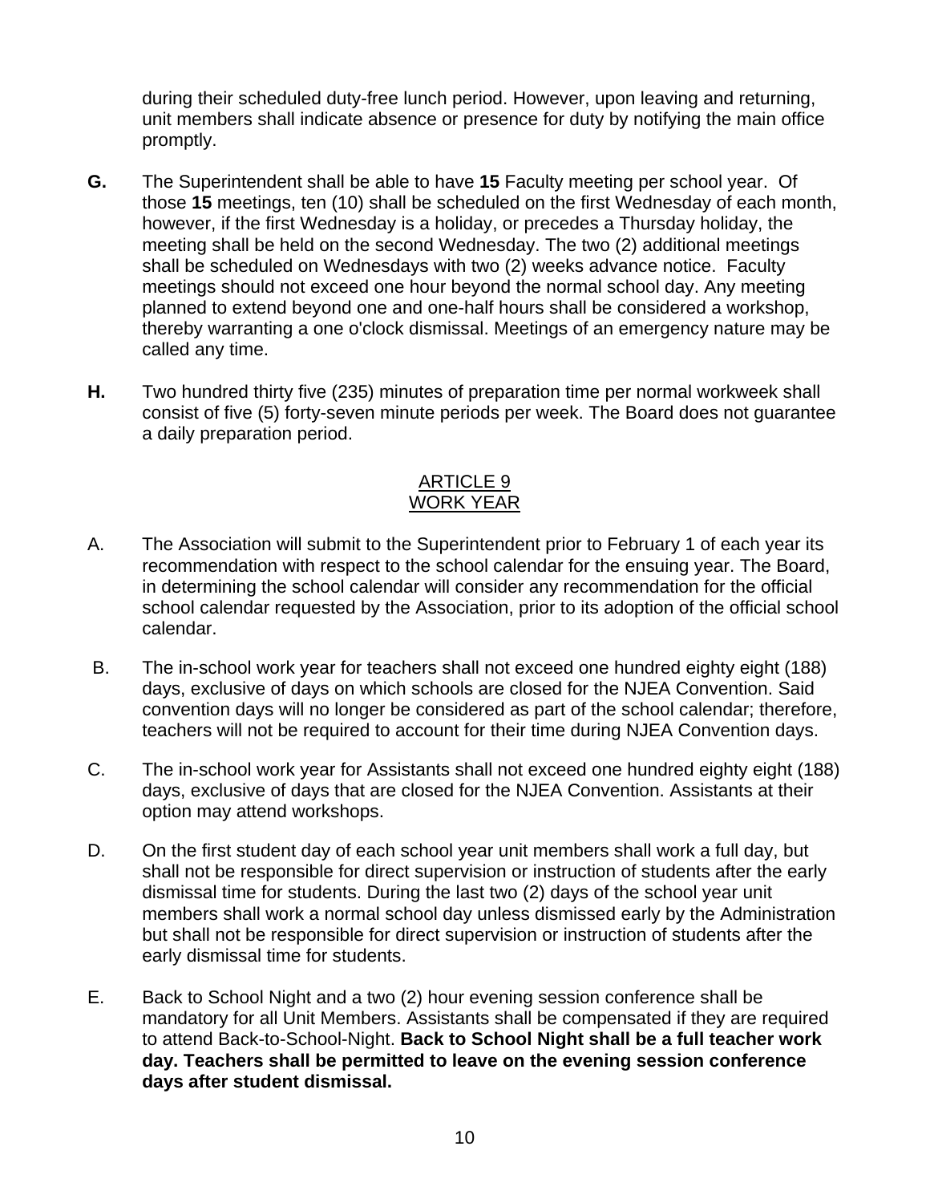during their scheduled duty-free lunch period. However, upon leaving and returning, unit members shall indicate absence or presence for duty by notifying the main office promptly.

**G.** The Superintendent shall be able to have **15** Faculty meeting per school year. Of those **15** meetings, ten (10) shall be scheduled on the first Wednesday of each month, however, if the first Wednesday is a holiday, or precedes a Thursday holiday, the meeting shall be held on the second Wednesday. The two (2) additional meetings shall be scheduled on Wednesdays with two (2) weeks advance notice. Faculty meetings should not exceed one hour beyond the normal school day. Any meeting planned to extend beyond one and one-half hours shall be considered a workshop, thereby warranting a one o'clock dismissal. Meetings of an emergency nature may be called any time.

**H.** Two hundred thirty five (235) minutes of preparation time per normal workweek shall consist of five (5) forty-seven minute periods per week. The Board does not guarantee a daily preparation period.

## ARTICLE 9
## WORK YEAR

A. The Association will submit to the Superintendent prior to February 1 of each year its recommendation with respect to the school calendar for the ensuing year. The Board, in determining the school calendar will consider any recommendation for the official school calendar requested by the Association, prior to its adoption of the official school calendar.

B. The in-school work year for teachers shall not exceed one hundred eighty eight (188) days, exclusive of days on which schools are closed for the NJEA Convention. Said convention days will no longer be considered as part of the school calendar; therefore, teachers will not be required to account for their time during NJEA Convention days.

C. The in-school work year for Assistants shall not exceed one hundred eighty eight (188) days, exclusive of days that are closed for the NJEA Convention. Assistants at their option may attend workshops.

D. On the first student day of each school year unit members shall work a full day, but shall not be responsible for direct supervision or instruction of students after the early dismissal time for students. During the last two (2) days of the school year unit members shall work a normal school day unless dismissed early by the Administration but shall not be responsible for direct supervision or instruction of students after the early dismissal time for students.

E. Back to School Night and a two (2) hour evening session conference shall be mandatory for all Unit Members. Assistants shall be compensated if they are required to attend Back-to-School-Night. **Back to School Night shall be a full teacher work day. Teachers shall be permitted to leave on the evening session conference days after student dismissal.**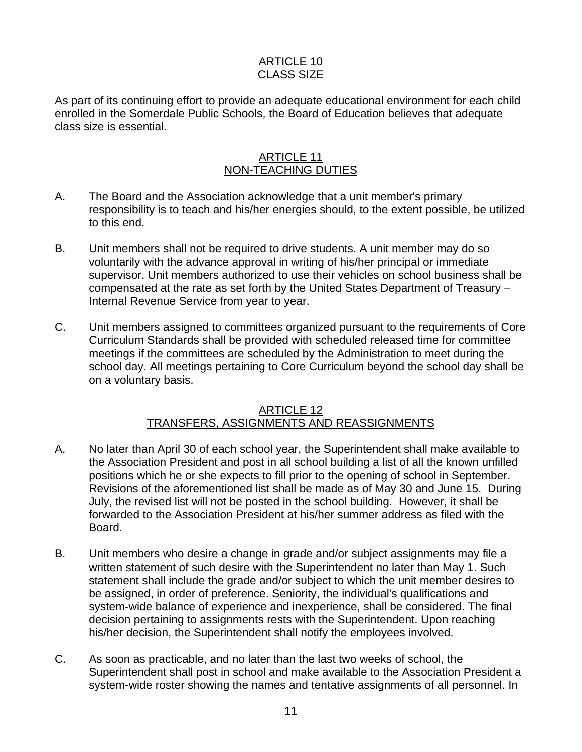## ARTICLE 10
## CLASS SIZE

As part of its continuing effort to provide an adequate educational environment for each child enrolled in the Somerdale Public Schools, the Board of Education believes that adequate class size is essential.

## ARTICLE 11
## NON-TEACHING DUTIES

A. The Board and the Association acknowledge that a unit member's primary responsibility is to teach and his/her energies should, to the extent possible, be utilized to this end.

B. Unit members shall not be required to drive students. A unit member may do so voluntarily with the advance approval in writing of his/her principal or immediate supervisor. Unit members authorized to use their vehicles on school business shall be compensated at the rate as set forth by the United States Department of Treasury – Internal Revenue Service from year to year.

C. Unit members assigned to committees organized pursuant to the requirements of Core Curriculum Standards shall be provided with scheduled released time for committee meetings if the committees are scheduled by the Administration to meet during the school day. All meetings pertaining to Core Curriculum beyond the school day shall be on a voluntary basis.

## ARTICLE 12
## TRANSFERS, ASSIGNMENTS AND REASSIGNMENTS

A. No later than April 30 of each school year, the Superintendent shall make available to the Association President and post in all school building a list of all the known unfilled positions which he or she expects to fill prior to the opening of school in September. Revisions of the aforementioned list shall be made as of May 30 and June 15. During July, the revised list will not be posted in the school building. However, it shall be forwarded to the Association President at his/her summer address as filed with the Board.

B. Unit members who desire a change in grade and/or subject assignments may file a written statement of such desire with the Superintendent no later than May 1. Such statement shall include the grade and/or subject to which the unit member desires to be assigned, in order of preference. Seniority, the individual's qualifications and system-wide balance of experience and inexperience, shall be considered. The final decision pertaining to assignments rests with the Superintendent. Upon reaching his/her decision, the Superintendent shall notify the employees involved.

C. As soon as practicable, and no later than the last two weeks of school, the Superintendent shall post in school and make available to the Association President a system-wide roster showing the names and tentative assignments of all personnel. In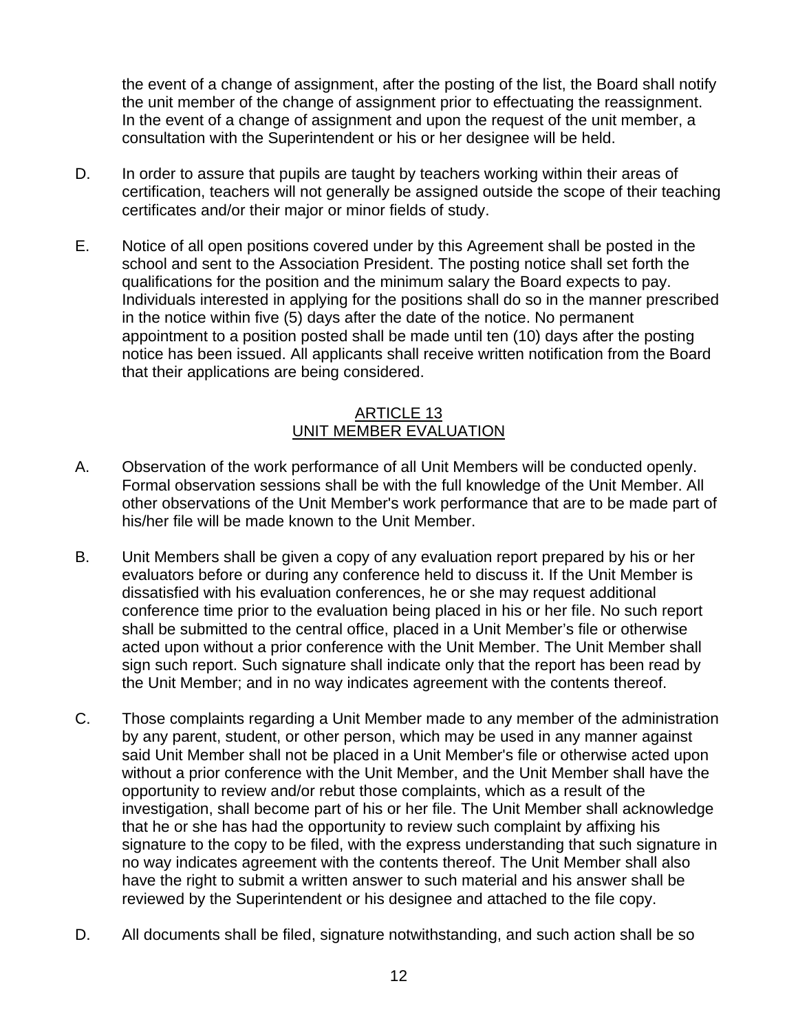the event of a change of assignment, after the posting of the list, the Board shall notify the unit member of the change of assignment prior to effectuating the reassignment. In the event of a change of assignment and upon the request of the unit member, a consultation with the Superintendent or his or her designee will be held.

D. In order to assure that pupils are taught by teachers working within their areas of certification, teachers will not generally be assigned outside the scope of their teaching certificates and/or their major or minor fields of study.

E. Notice of all open positions covered under by this Agreement shall be posted in the school and sent to the Association President. The posting notice shall set forth the qualifications for the position and the minimum salary the Board expects to pay. Individuals interested in applying for the positions shall do so in the manner prescribed in the notice within five (5) days after the date of the notice. No permanent appointment to a position posted shall be made until ten (10) days after the posting notice has been issued. All applicants shall receive written notification from the Board that their applications are being considered.

## ARTICLE 13
## UNIT MEMBER EVALUATION

A. Observation of the work performance of all Unit Members will be conducted openly. Formal observation sessions shall be with the full knowledge of the Unit Member. All other observations of the Unit Member's work performance that are to be made part of his/her file will be made known to the Unit Member.

B. Unit Members shall be given a copy of any evaluation report prepared by his or her evaluators before or during any conference held to discuss it. If the Unit Member is dissatisfied with his evaluation conferences, he or she may request additional conference time prior to the evaluation being placed in his or her file. No such report shall be submitted to the central office, placed in a Unit Member’s file or otherwise acted upon without a prior conference with the Unit Member. The Unit Member shall sign such report. Such signature shall indicate only that the report has been read by the Unit Member; and in no way indicates agreement with the contents thereof.

C. Those complaints regarding a Unit Member made to any member of the administration by any parent, student, or other person, which may be used in any manner against said Unit Member shall not be placed in a Unit Member's file or otherwise acted upon without a prior conference with the Unit Member, and the Unit Member shall have the opportunity to review and/or rebut those complaints, which as a result of the investigation, shall become part of his or her file. The Unit Member shall acknowledge that he or she has had the opportunity to review such complaint by affixing his signature to the copy to be filed, with the express understanding that such signature in no way indicates agreement with the contents thereof. The Unit Member shall also have the right to submit a written answer to such material and his answer shall be reviewed by the Superintendent or his designee and attached to the file copy.

D. All documents shall be filed, signature notwithstanding, and such action shall be so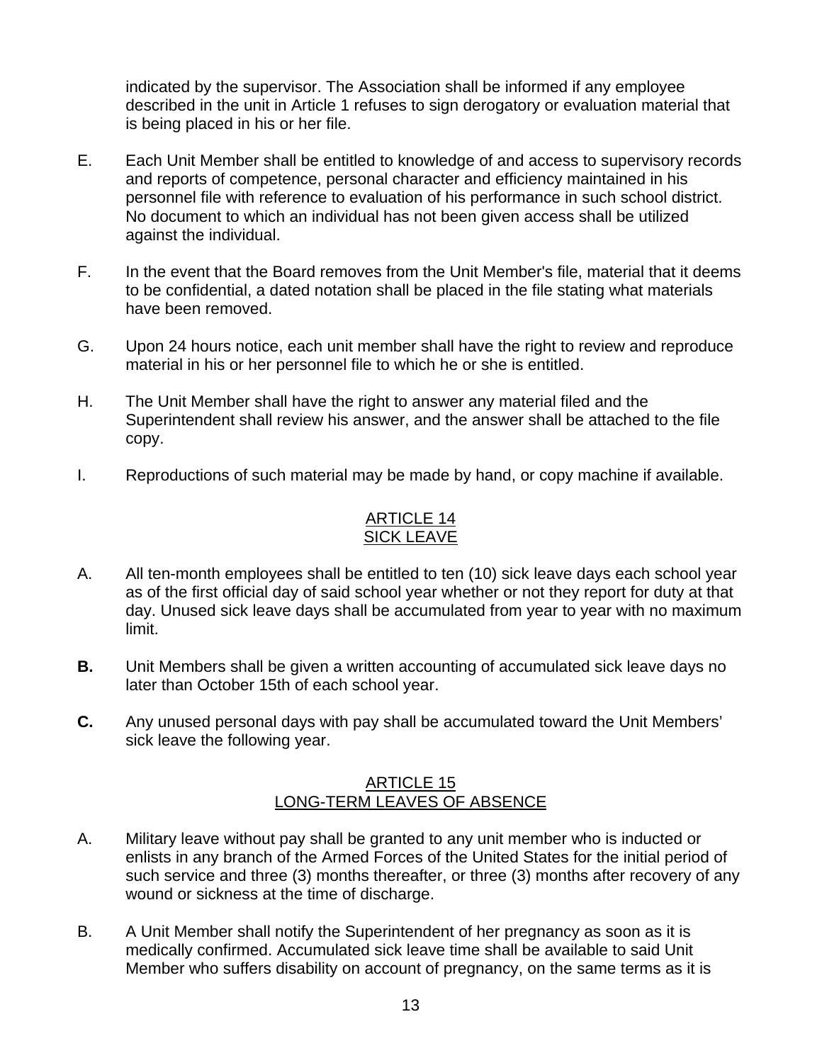indicated by the supervisor. The Association shall be informed if any employee described in the unit in Article 1 refuses to sign derogatory or evaluation material that is being placed in his or her file.

E. Each Unit Member shall be entitled to knowledge of and access to supervisory records and reports of competence, personal character and efficiency maintained in his personnel file with reference to evaluation of his performance in such school district. No document to which an individual has not been given access shall be utilized against the individual.

F. In the event that the Board removes from the Unit Member's file, material that it deems to be confidential, a dated notation shall be placed in the file stating what materials have been removed.

G. Upon 24 hours notice, each unit member shall have the right to review and reproduce material in his or her personnel file to which he or she is entitled.

H. The Unit Member shall have the right to answer any material filed and the Superintendent shall review his answer, and the answer shall be attached to the file copy.

I. Reproductions of such material may be made by hand, or copy machine if available.

## ARTICLE 14
## SICK LEAVE

A. All ten-month employees shall be entitled to ten (10) sick leave days each school year as of the first official day of said school year whether or not they report for duty at that day. Unused sick leave days shall be accumulated from year to year with no maximum limit.

**B.** Unit Members shall be given a written accounting of accumulated sick leave days no later than October 15th of each school year.

**C.** Any unused personal days with pay shall be accumulated toward the Unit Members' sick leave the following year.

## ARTICLE 15
## LONG-TERM LEAVES OF ABSENCE

A. Military leave without pay shall be granted to any unit member who is inducted or enlists in any branch of the Armed Forces of the United States for the initial period of such service and three (3) months thereafter, or three (3) months after recovery of any wound or sickness at the time of discharge.

B. A Unit Member shall notify the Superintendent of her pregnancy as soon as it is medically confirmed. Accumulated sick leave time shall be available to said Unit Member who suffers disability on account of pregnancy, on the same terms as it is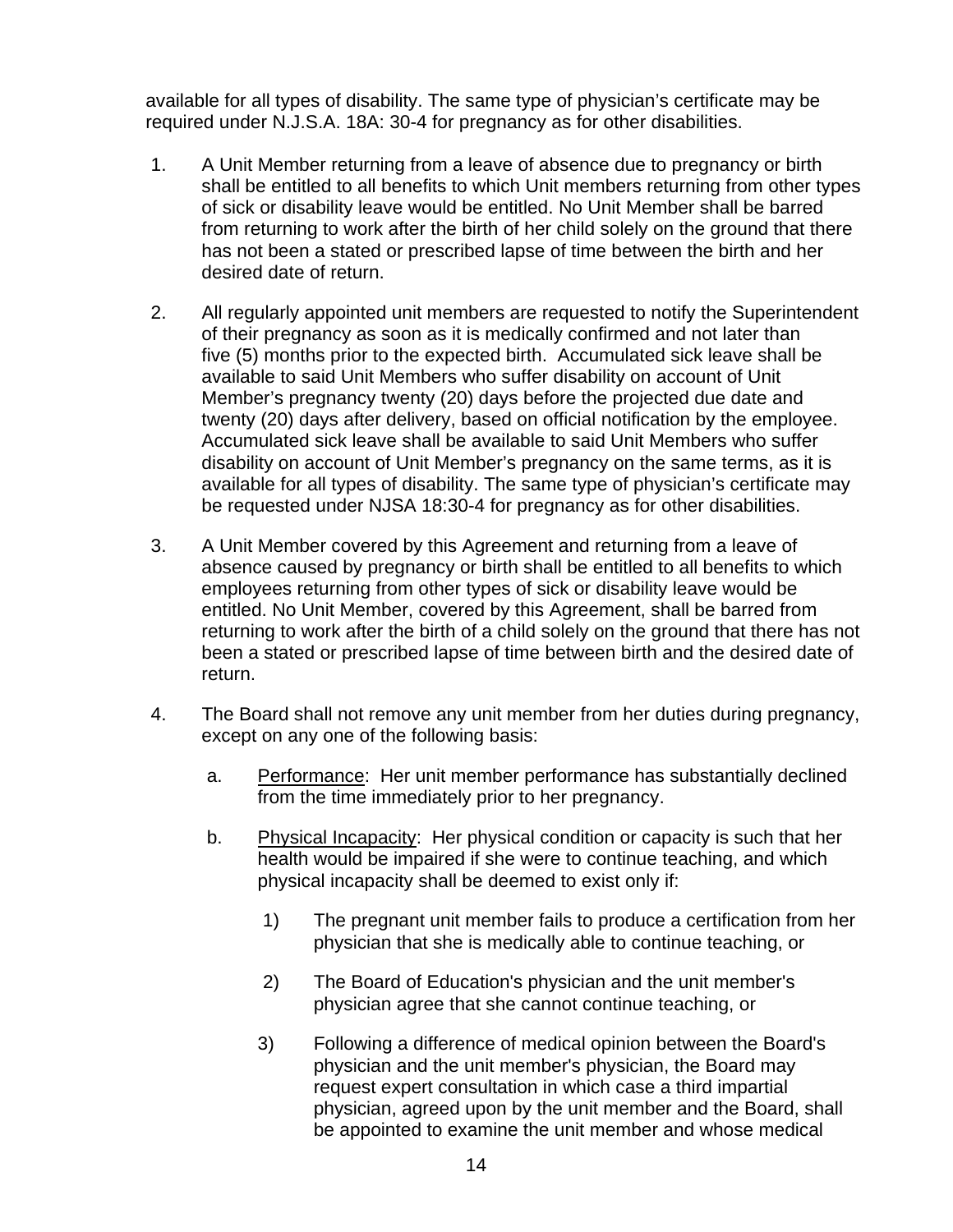available for all types of disability. The same type of physician's certificate may be required under N.J.S.A. 18A: 30-4 for pregnancy as for other disabilities.

1. A Unit Member returning from a leave of absence due to pregnancy or birth shall be entitled to all benefits to which Unit members returning from other types of sick or disability leave would be entitled. No Unit Member shall be barred from returning to work after the birth of her child solely on the ground that there has not been a stated or prescribed lapse of time between the birth and her desired date of return.

2. All regularly appointed unit members are requested to notify the Superintendent of their pregnancy as soon as it is medically confirmed and not later than five (5) months prior to the expected birth. Accumulated sick leave shall be available to said Unit Members who suffer disability on account of Unit Member's pregnancy twenty (20) days before the projected due date and twenty (20) days after delivery, based on official notification by the employee. Accumulated sick leave shall be available to said Unit Members who suffer disability on account of Unit Member's pregnancy on the same terms, as it is available for all types of disability. The same type of physician's certificate may be requested under NJSA 18:30-4 for pregnancy as for other disabilities.

3. A Unit Member covered by this Agreement and returning from a leave of absence caused by pregnancy or birth shall be entitled to all benefits to which employees returning from other types of sick or disability leave would be entitled. No Unit Member, covered by this Agreement, shall be barred from returning to work after the birth of a child solely on the ground that there has not been a stated or prescribed lapse of time between birth and the desired date of return.

4. The Board shall not remove any unit member from her duties during pregnancy, except on any one of the following basis:

    a. Performance: Her unit member performance has substantially declined from the time immediately prior to her pregnancy.

    b. Physical Incapacity: Her physical condition or capacity is such that her health would be impaired if she were to continue teaching, and which physical incapacity shall be deemed to exist only if:

        1) The pregnant unit member fails to produce a certification from her physician that she is medically able to continue teaching, or

        2) The Board of Education's physician and the unit member's physician agree that she cannot continue teaching, or

        3) Following a difference of medical opinion between the Board's physician and the unit member's physician, the Board may request expert consultation in which case a third impartial physician, agreed upon by the unit member and the Board, shall be appointed to examine the unit member and whose medical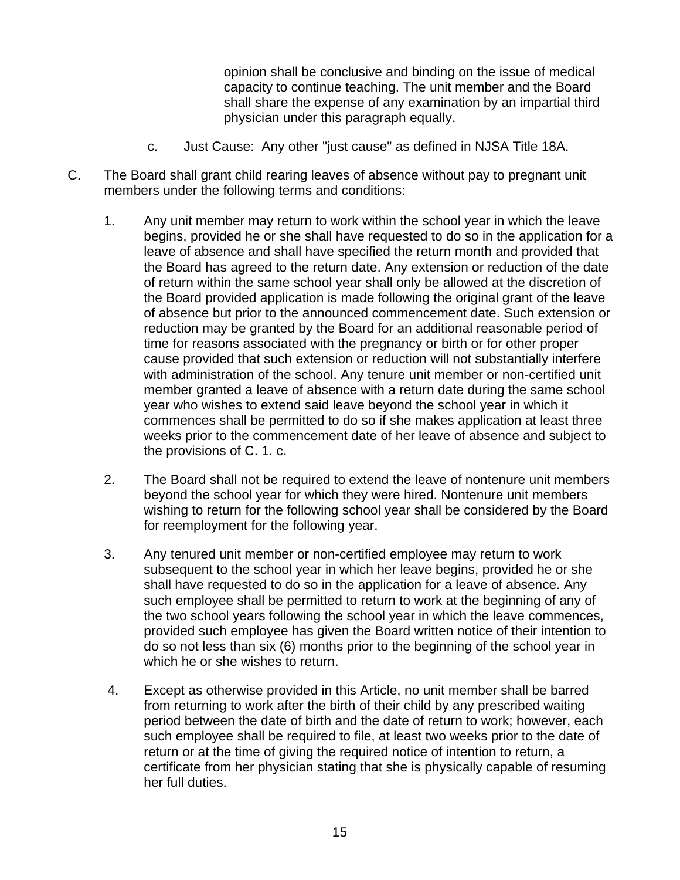opinion shall be conclusive and binding on the issue of medical capacity to continue teaching. The unit member and the Board shall share the expense of any examination by an impartial third physician under this paragraph equally.

c. Just Cause: Any other "just cause" as defined in NJSA Title 18A.

C. The Board shall grant child rearing leaves of absence without pay to pregnant unit members under the following terms and conditions:

1. Any unit member may return to work within the school year in which the leave begins, provided he or she shall have requested to do so in the application for a leave of absence and shall have specified the return month and provided that the Board has agreed to the return date. Any extension or reduction of the date of return within the same school year shall only be allowed at the discretion of the Board provided application is made following the original grant of the leave of absence but prior to the announced commencement date. Such extension or reduction may be granted by the Board for an additional reasonable period of time for reasons associated with the pregnancy or birth or for other proper cause provided that such extension or reduction will not substantially interfere with administration of the school. Any tenure unit member or non-certified unit member granted a leave of absence with a return date during the same school year who wishes to extend said leave beyond the school year in which it commences shall be permitted to do so if she makes application at least three weeks prior to the commencement date of her leave of absence and subject to the provisions of C. 1. c.

2. The Board shall not be required to extend the leave of nontenure unit members beyond the school year for which they were hired. Nontenure unit members wishing to return for the following school year shall be considered by the Board for reemployment for the following year.

3. Any tenured unit member or non-certified employee may return to work subsequent to the school year in which her leave begins, provided he or she shall have requested to do so in the application for a leave of absence. Any such employee shall be permitted to return to work at the beginning of any of the two school years following the school year in which the leave commences, provided such employee has given the Board written notice of their intention to do so not less than six (6) months prior to the beginning of the school year in which he or she wishes to return.

4. Except as otherwise provided in this Article, no unit member shall be barred from returning to work after the birth of their child by any prescribed waiting period between the date of birth and the date of return to work; however, each such employee shall be required to file, at least two weeks prior to the date of return or at the time of giving the required notice of intention to return, a certificate from her physician stating that she is physically capable of resuming her full duties.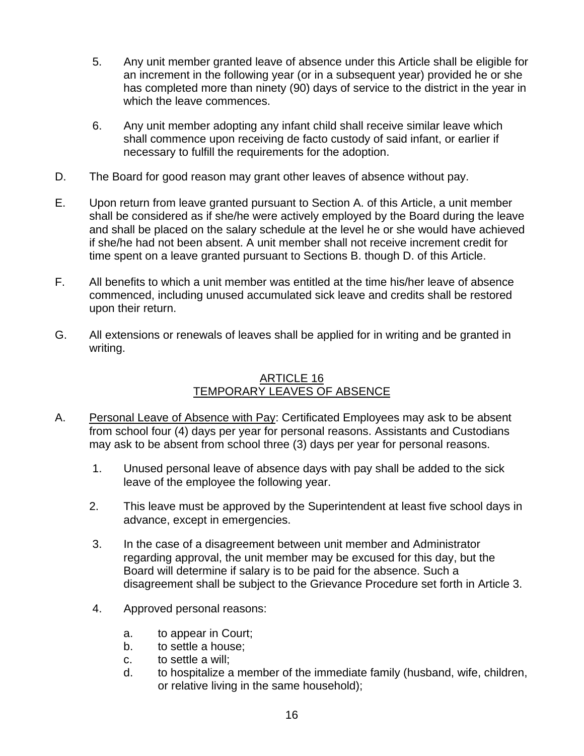5. Any unit member granted leave of absence under this Article shall be eligible for an increment in the following year (or in a subsequent year) provided he or she has completed more than ninety (90) days of service to the district in the year in which the leave commences.

6. Any unit member adopting any infant child shall receive similar leave which shall commence upon receiving de facto custody of said infant, or earlier if necessary to fulfill the requirements for the adoption.

D. The Board for good reason may grant other leaves of absence without pay.

E. Upon return from leave granted pursuant to Section A. of this Article, a unit member shall be considered as if she/he were actively employed by the Board during the leave and shall be placed on the salary schedule at the level he or she would have achieved if she/he had not been absent. A unit member shall not receive increment credit for time spent on a leave granted pursuant to Sections B. though D. of this Article.

F. All benefits to which a unit member was entitled at the time his/her leave of absence commenced, including unused accumulated sick leave and credits shall be restored upon their return.

G. All extensions or renewals of leaves shall be applied for in writing and be granted in writing.

## ARTICLE 16
## TEMPORARY LEAVES OF ABSENCE

A. Personal Leave of Absence with Pay: Certificated Employees may ask to be absent from school four (4) days per year for personal reasons. Assistants and Custodians may ask to be absent from school three (3) days per year for personal reasons.

1. Unused personal leave of absence days with pay shall be added to the sick leave of the employee the following year.

2. This leave must be approved by the Superintendent at least five school days in advance, except in emergencies.

3. In the case of a disagreement between unit member and Administrator regarding approval, the unit member may be excused for this day, but the Board will determine if salary is to be paid for the absence. Such a disagreement shall be subject to the Grievance Procedure set forth in Article 3.

4. Approved personal reasons:

   a. to appear in Court;
   b. to settle a house;
   c. to settle a will;
   d. to hospitalize a member of the immediate family (husband, wife, children, or relative living in the same household);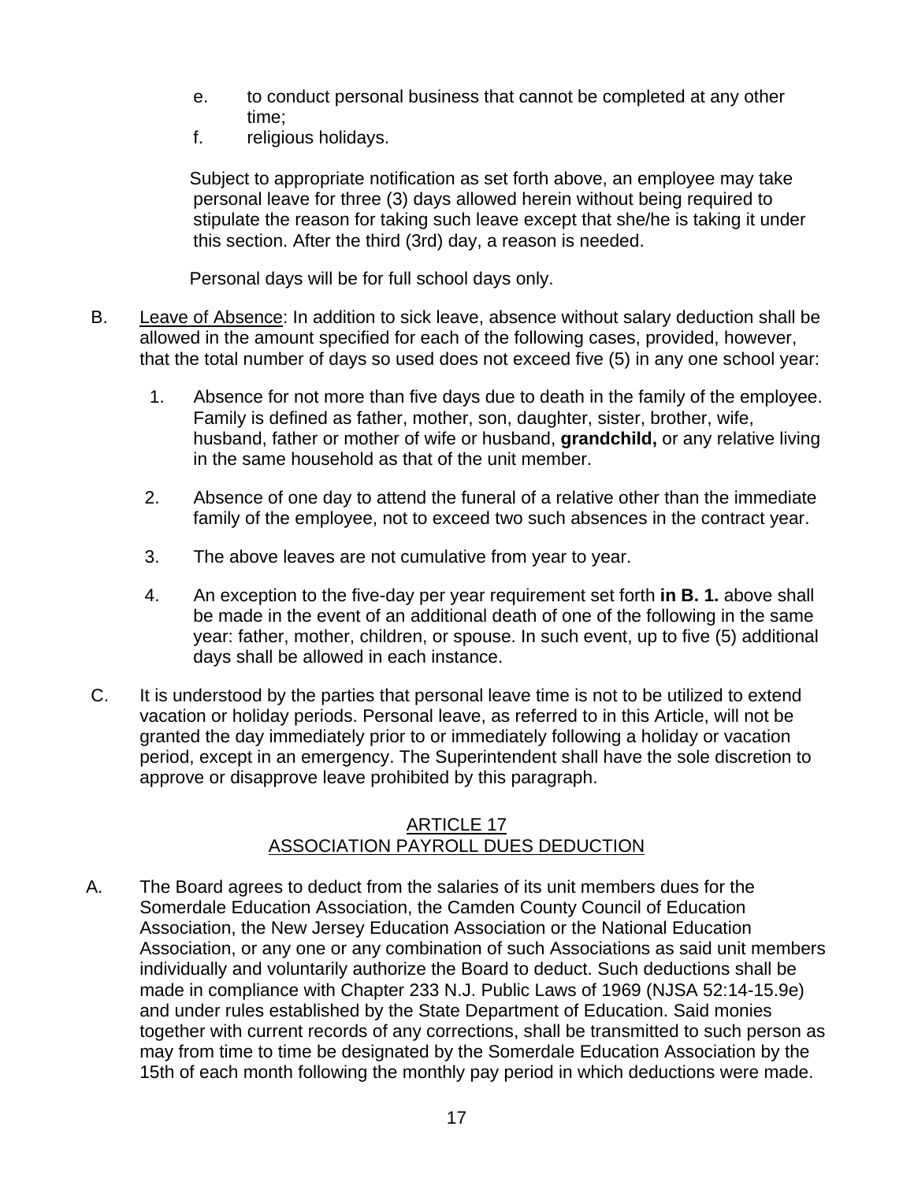e. to conduct personal business that cannot be completed at any other time;
f. religious holidays.

Subject to appropriate notification as set forth above, an employee may take personal leave for three (3) days allowed herein without being required to stipulate the reason for taking such leave except that she/he is taking it under this section. After the third (3rd) day, a reason is needed.

Personal days will be for full school days only.

B. Leave of Absence: In addition to sick leave, absence without salary deduction shall be allowed in the amount specified for each of the following cases, provided, however, that the total number of days so used does not exceed five (5) in any one school year:

1. Absence for not more than five days due to death in the family of the employee. Family is defined as father, mother, son, daughter, sister, brother, wife, husband, father or mother of wife or husband, **grandchild,** or any relative living in the same household as that of the unit member.

2. Absence of one day to attend the funeral of a relative other than the immediate family of the employee, not to exceed two such absences in the contract year.

3. The above leaves are not cumulative from year to year.

4. An exception to the five-day per year requirement set forth **in B. 1.** above shall be made in the event of an additional death of one of the following in the same year: father, mother, children, or spouse. In such event, up to five (5) additional days shall be allowed in each instance.

C. It is understood by the parties that personal leave time is not to be utilized to extend vacation or holiday periods. Personal leave, as referred to in this Article, will not be granted the day immediately prior to or immediately following a holiday or vacation period, except in an emergency. The Superintendent shall have the sole discretion to approve or disapprove leave prohibited by this paragraph.

## ARTICLE 17
## ASSOCIATION PAYROLL DUES DEDUCTION

A. The Board agrees to deduct from the salaries of its unit members dues for the Somerdale Education Association, the Camden County Council of Education Association, the New Jersey Education Association or the National Education Association, or any one or any combination of such Associations as said unit members individually and voluntarily authorize the Board to deduct. Such deductions shall be made in compliance with Chapter 233 N.J. Public Laws of 1969 (NJSA 52:14-15.9e) and under rules established by the State Department of Education. Said monies together with current records of any corrections, shall be transmitted to such person as may from time to time be designated by the Somerdale Education Association by the 15th of each month following the monthly pay period in which deductions were made.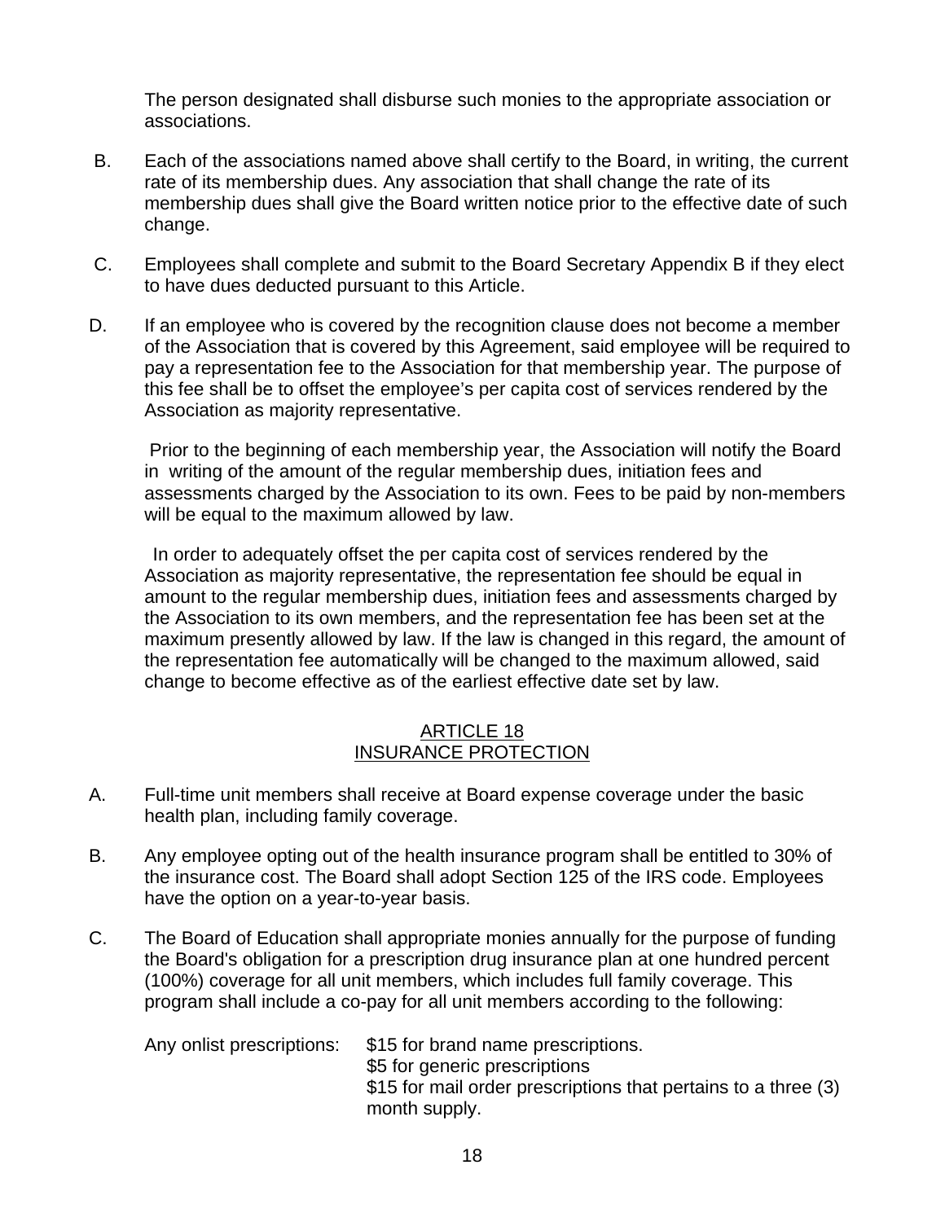The person designated shall disburse such monies to the appropriate association or associations.

B. Each of the associations named above shall certify to the Board, in writing, the current rate of its membership dues. Any association that shall change the rate of its membership dues shall give the Board written notice prior to the effective date of such change.

C. Employees shall complete and submit to the Board Secretary Appendix B if they elect to have dues deducted pursuant to this Article.

D. If an employee who is covered by the recognition clause does not become a member of the Association that is covered by this Agreement, said employee will be required to pay a representation fee to the Association for that membership year. The purpose of this fee shall be to offset the employee's per capita cost of services rendered by the Association as majority representative.

Prior to the beginning of each membership year, the Association will notify the Board in writing of the amount of the regular membership dues, initiation fees and assessments charged by the Association to its own. Fees to be paid by non-members will be equal to the maximum allowed by law.

In order to adequately offset the per capita cost of services rendered by the Association as majority representative, the representation fee should be equal in amount to the regular membership dues, initiation fees and assessments charged by the Association to its own members, and the representation fee has been set at the maximum presently allowed by law. If the law is changed in this regard, the amount of the representation fee automatically will be changed to the maximum allowed, said change to become effective as of the earliest effective date set by law.

## ARTICLE 18
## INSURANCE PROTECTION

A. Full-time unit members shall receive at Board expense coverage under the basic health plan, including family coverage.

B. Any employee opting out of the health insurance program shall be entitled to 30% of the insurance cost. The Board shall adopt Section 125 of the IRS code. Employees have the option on a year-to-year basis.

C. The Board of Education shall appropriate monies annually for the purpose of funding the Board's obligation for a prescription drug insurance plan at one hundred percent (100%) coverage for all unit members, which includes full family coverage. This program shall include a co-pay for all unit members according to the following:

Any onlist prescriptions:
- $15 for brand name prescriptions.
- $5 for generic prescriptions
- $15 for mail order prescriptions that pertains to a three (3) month supply.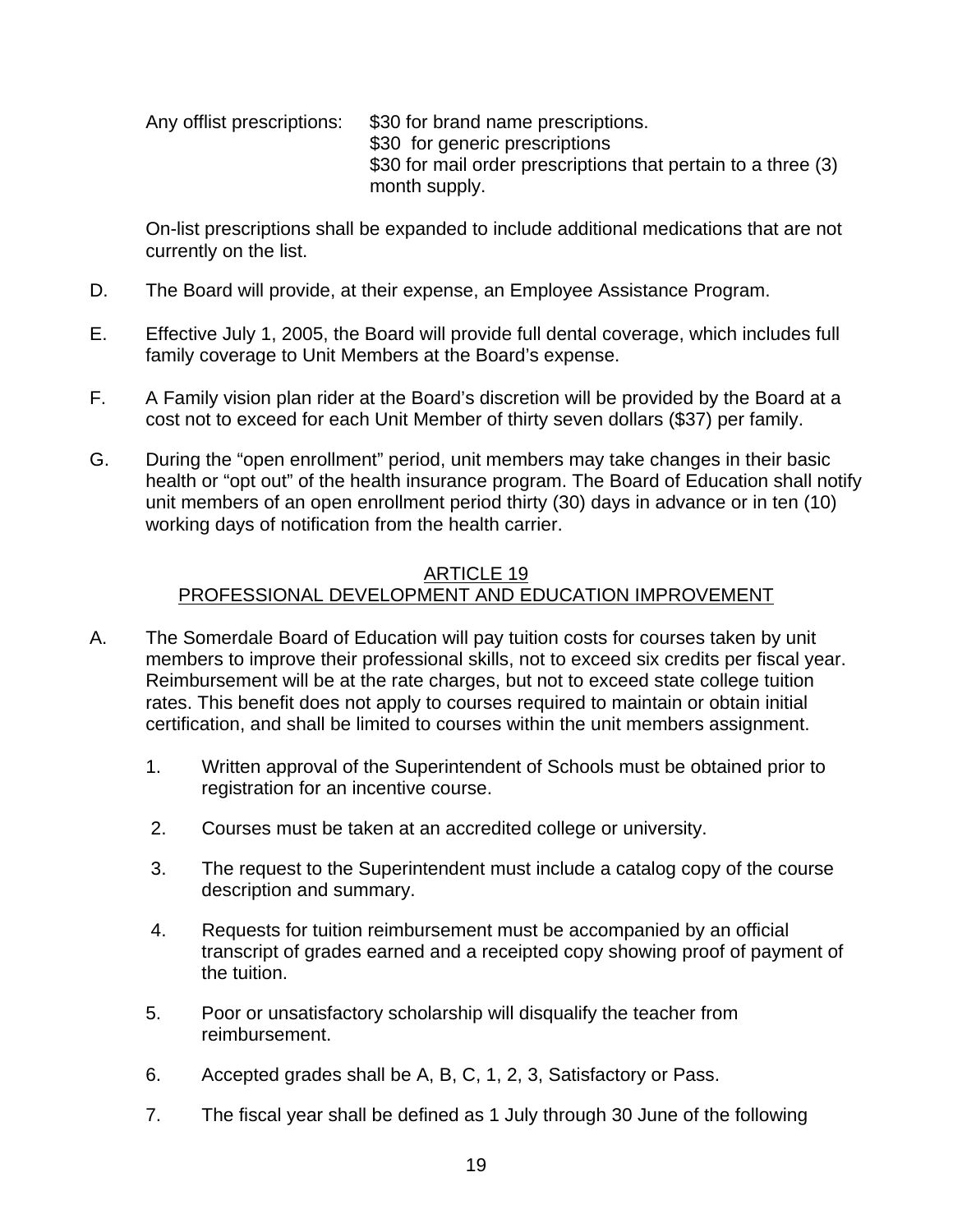Any offlist prescriptions: $30 for brand name prescriptions.
$30 for generic prescriptions
$30 for mail order prescriptions that pertain to a three (3) month supply.

On-list prescriptions shall be expanded to include additional medications that are not currently on the list.

D. The Board will provide, at their expense, an Employee Assistance Program.

E. Effective July 1, 2005, the Board will provide full dental coverage, which includes full family coverage to Unit Members at the Board's expense.

F. A Family vision plan rider at the Board's discretion will be provided by the Board at a cost not to exceed for each Unit Member of thirty seven dollars ($37) per family.

G. During the "open enrollment" period, unit members may take changes in their basic health or "opt out" of the health insurance program. The Board of Education shall notify unit members of an open enrollment period thirty (30) days in advance or in ten (10) working days of notification from the health carrier.

## ARTICLE 19
## PROFESSIONAL DEVELOPMENT AND EDUCATION IMPROVEMENT

A. The Somerdale Board of Education will pay tuition costs for courses taken by unit members to improve their professional skills, not to exceed six credits per fiscal year. Reimbursement will be at the rate charges, but not to exceed state college tuition rates. This benefit does not apply to courses required to maintain or obtain initial certification, and shall be limited to courses within the unit members assignment.

1. Written approval of the Superintendent of Schools must be obtained prior to registration for an incentive course.

2. Courses must be taken at an accredited college or university.

3. The request to the Superintendent must include a catalog copy of the course description and summary.

4. Requests for tuition reimbursement must be accompanied by an official transcript of grades earned and a receipted copy showing proof of payment of the tuition.

5. Poor or unsatisfactory scholarship will disqualify the teacher from reimbursement.

6. Accepted grades shall be A, B, C, 1, 2, 3, Satisfactory or Pass.

7. The fiscal year shall be defined as 1 July through 30 June of the following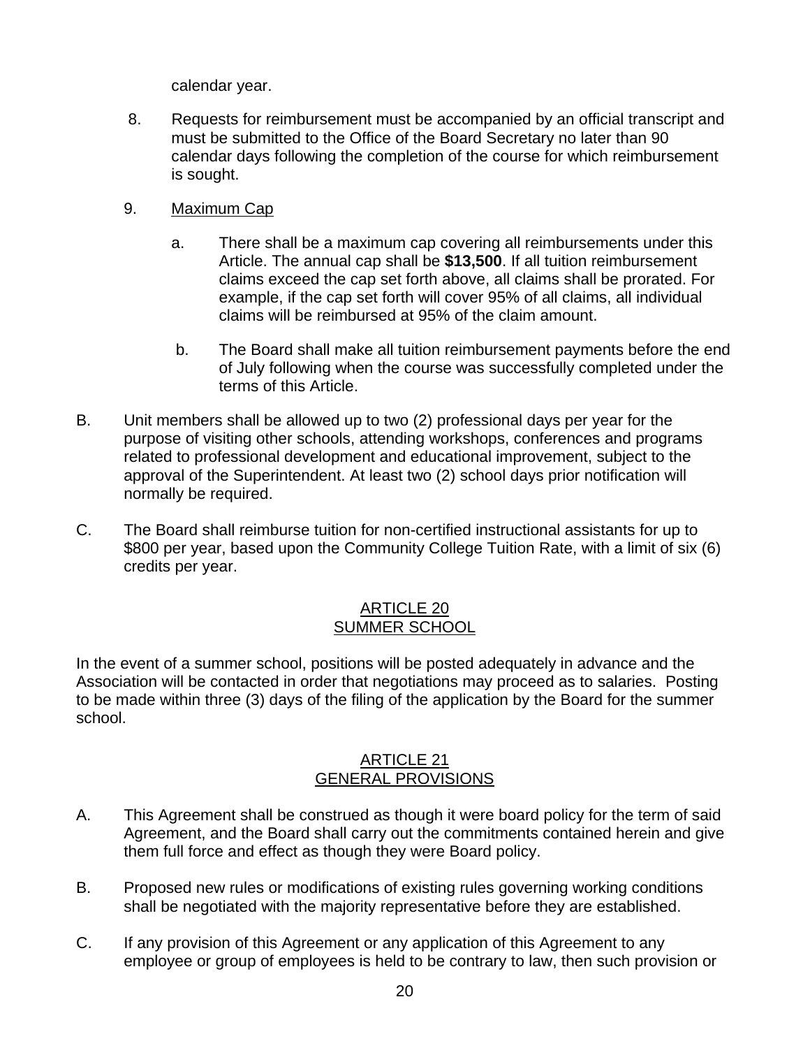calendar year.

8. Requests for reimbursement must be accompanied by an official transcript and must be submitted to the Office of the Board Secretary no later than 90 calendar days following the completion of the course for which reimbursement is sought.

9. Maximum Cap

   a. There shall be a maximum cap covering all reimbursements under this Article. The annual cap shall be **$13,500**. If all tuition reimbursement claims exceed the cap set forth above, all claims shall be prorated. For example, if the cap set forth will cover 95% of all claims, all individual claims will be reimbursed at 95% of the claim amount.

   b. The Board shall make all tuition reimbursement payments before the end of July following when the course was successfully completed under the terms of this Article.

B. Unit members shall be allowed up to two (2) professional days per year for the purpose of visiting other schools, attending workshops, conferences and programs related to professional development and educational improvement, subject to the approval of the Superintendent. At least two (2) school days prior notification will normally be required.

C. The Board shall reimburse tuition for non-certified instructional assistants for up to $800 per year, based upon the Community College Tuition Rate, with a limit of six (6) credits per year.

## ARTICLE 20
## SUMMER SCHOOL

In the event of a summer school, positions will be posted adequately in advance and the Association will be contacted in order that negotiations may proceed as to salaries. Posting to be made within three (3) days of the filing of the application by the Board for the summer school.

## ARTICLE 21
## GENERAL PROVISIONS

A. This Agreement shall be construed as though it were board policy for the term of said Agreement, and the Board shall carry out the commitments contained herein and give them full force and effect as though they were Board policy.

B. Proposed new rules or modifications of existing rules governing working conditions shall be negotiated with the majority representative before they are established.

C. If any provision of this Agreement or any application of this Agreement to any employee or group of employees is held to be contrary to law, then such provision or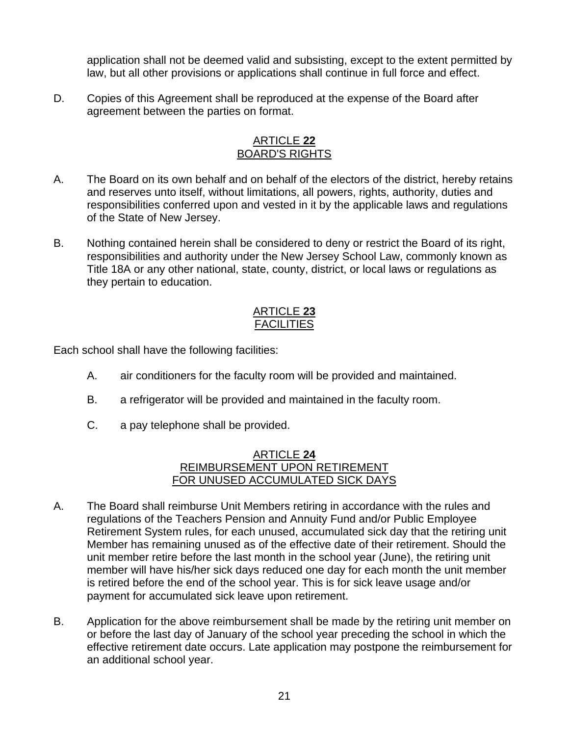application shall not be deemed valid and subsisting, except to the extent permitted by law, but all other provisions or applications shall continue in full force and effect.

D. Copies of this Agreement shall be reproduced at the expense of the Board after agreement between the parties on format.

## ARTICLE **22**
## BOARD'S RIGHTS

A. The Board on its own behalf and on behalf of the electors of the district, hereby retains and reserves unto itself, without limitations, all powers, rights, authority, duties and responsibilities conferred upon and vested in it by the applicable laws and regulations of the State of New Jersey.

B. Nothing contained herein shall be considered to deny or restrict the Board of its right, responsibilities and authority under the New Jersey School Law, commonly known as Title 18A or any other national, state, county, district, or local laws or regulations as they pertain to education.

## ARTICLE **23**
## FACILITIES

Each school shall have the following facilities:

A. air conditioners for the faculty room will be provided and maintained.

B. a refrigerator will be provided and maintained in the faculty room.

C. a pay telephone shall be provided.

## ARTICLE **24**
## REIMBURSEMENT UPON RETIREMENT FOR UNUSED ACCUMULATED SICK DAYS

A. The Board shall reimburse Unit Members retiring in accordance with the rules and regulations of the Teachers Pension and Annuity Fund and/or Public Employee Retirement System rules, for each unused, accumulated sick day that the retiring unit Member has remaining unused as of the effective date of their retirement. Should the unit member retire before the last month in the school year (June), the retiring unit member will have his/her sick days reduced one day for each month the unit member is retired before the end of the school year. This is for sick leave usage and/or payment for accumulated sick leave upon retirement.

B. Application for the above reimbursement shall be made by the retiring unit member on or before the last day of January of the school year preceding the school in which the effective retirement date occurs. Late application may postpone the reimbursement for an additional school year.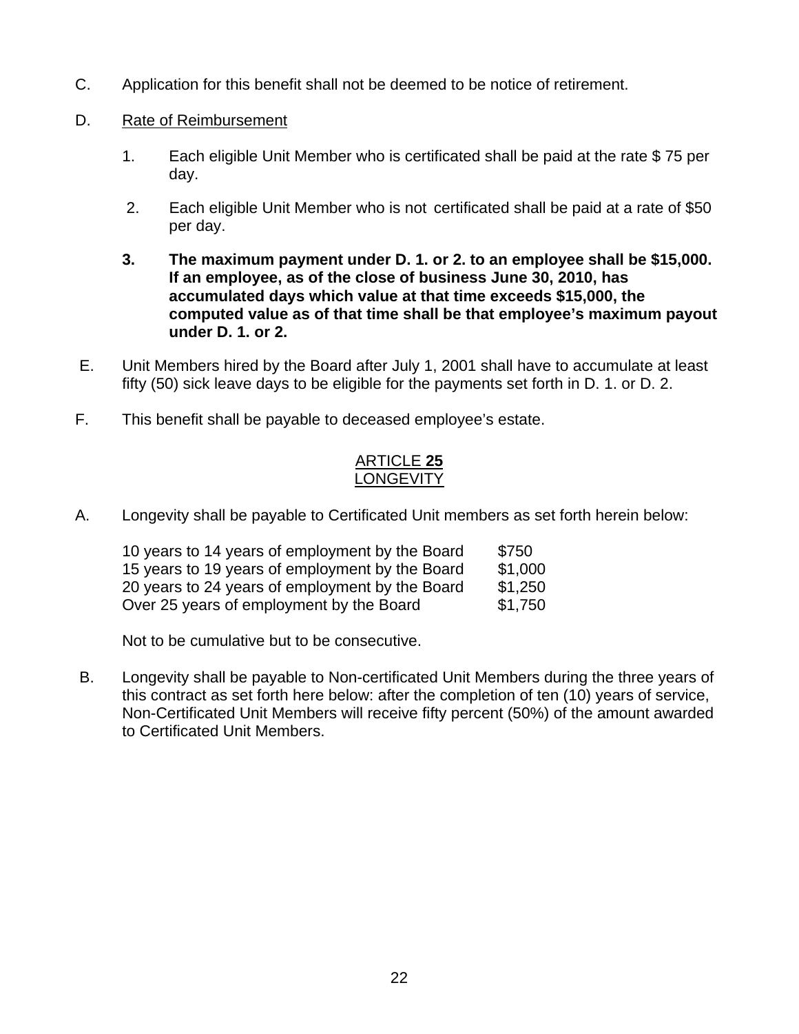C. Application for this benefit shall not be deemed to be notice of retirement.

D. Rate of Reimbursement

1. Each eligible Unit Member who is certificated shall be paid at the rate $ 75 per day.

2. Each eligible Unit Member who is not certificated shall be paid at a rate of $50 per day.

**3. The maximum payment under D. 1. or 2. to an employee shall be $15,000. If an employee, as of the close of business June 30, 2010, has accumulated days which value at that time exceeds $15,000, the computed value as of that time shall be that employee's maximum payout under D. 1. or 2.**

E. Unit Members hired by the Board after July 1, 2001 shall have to accumulate at least fifty (50) sick leave days to be eligible for the payments set forth in D. 1. or D. 2.

F. This benefit shall be payable to deceased employee's estate.

## ARTICLE **25**
## LONGEVITY

A. Longevity shall be payable to Certificated Unit members as set forth herein below:

| | |
|---|---|
| 10 years to 14 years of employment by the Board | $750 |
| 15 years to 19 years of employment by the Board | $1,000 |
| 20 years to 24 years of employment by the Board | $1,250 |
| Over 25 years of employment by the Board | $1,750 |

Not to be cumulative but to be consecutive.

B. Longevity shall be payable to Non-certificated Unit Members during the three years of this contract as set forth here below: after the completion of ten (10) years of service, Non-Certificated Unit Members will receive fifty percent (50%) of the amount awarded to Certificated Unit Members.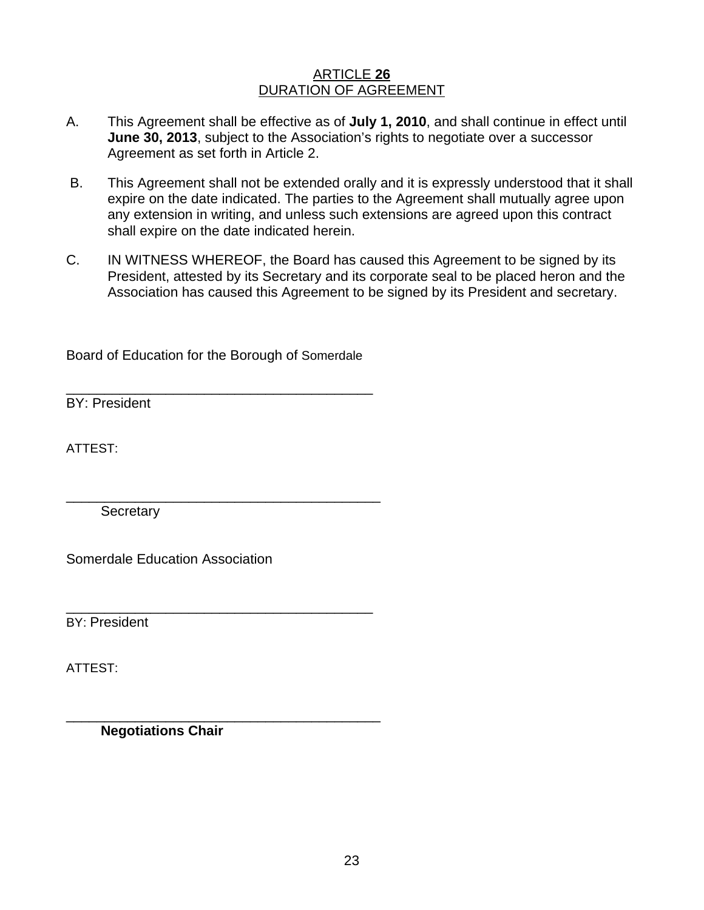## ARTICLE **26**
## DURATION OF AGREEMENT

A. This Agreement shall be effective as of **July 1, 2010**, and shall continue in effect until **June 30, 2013**, subject to the Association's rights to negotiate over a successor Agreement as set forth in Article 2.

B. This Agreement shall not be extended orally and it is expressly understood that it shall expire on the date indicated. The parties to the Agreement shall mutually agree upon any extension in writing, and unless such extensions are agreed upon this contract shall expire on the date indicated herein.

C. IN WITNESS WHEREOF, the Board has caused this Agreement to be signed by its President, attested by its Secretary and its corporate seal to be placed heron and the Association has caused this Agreement to be signed by its President and secretary.

Board of Education for the Borough of Somerdale

_________________________________________
BY: President

ATTEST:

_________________________________________
Secretary

Somerdale Education Association

_________________________________________
BY: President

ATTEST:

_________________________________________
**Negotiations Chair**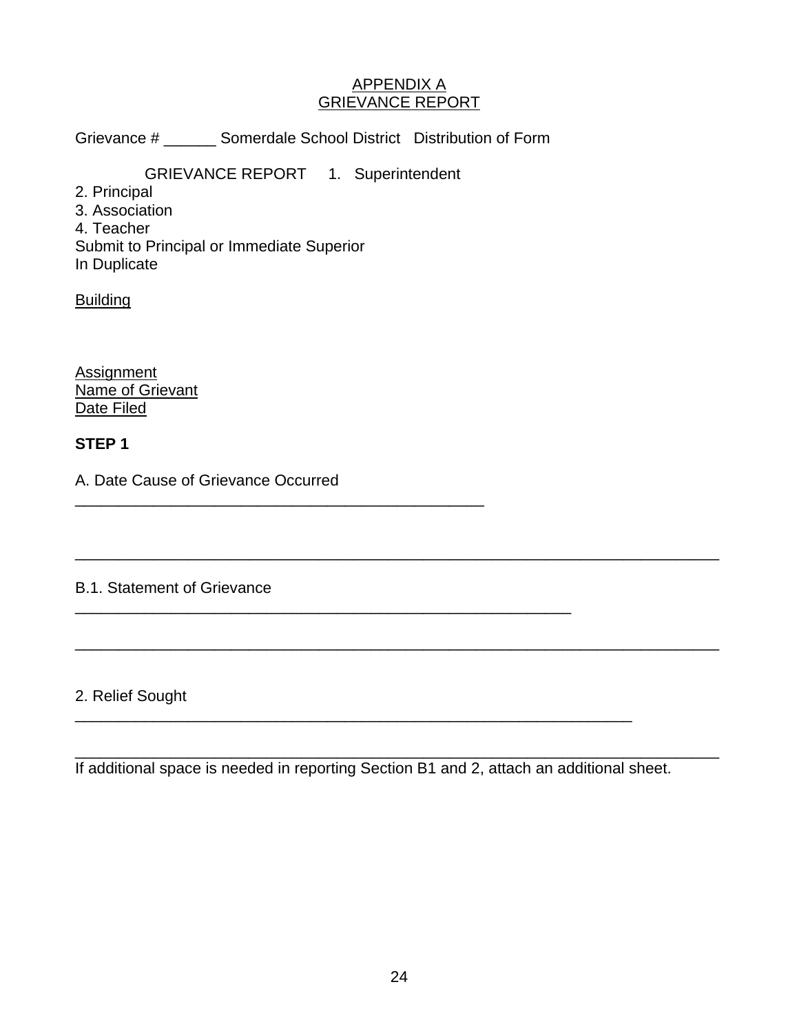APPENDIX A
GRIEVANCE REPORT

Grievance # ______ Somerdale School District   Distribution of Form

GRIEVANCE REPORT     1.   Superintendent

2. Principal
3. Association
4. Teacher

Submit to Principal or Immediate Superior
In Duplicate

Building

Assignment
Name of Grievant
Date Filed

**STEP 1**

A. Date Cause of Grievance Occurred
_______________________________________________

_____________________________________________________________________________

B.1. Statement of Grievance
_________________________________________________________

_____________________________________________________________________________

2. Relief Sought
________________________________________________________________

_____________________________________________________________________________
If additional space is needed in reporting Section B1 and 2, attach an additional sheet.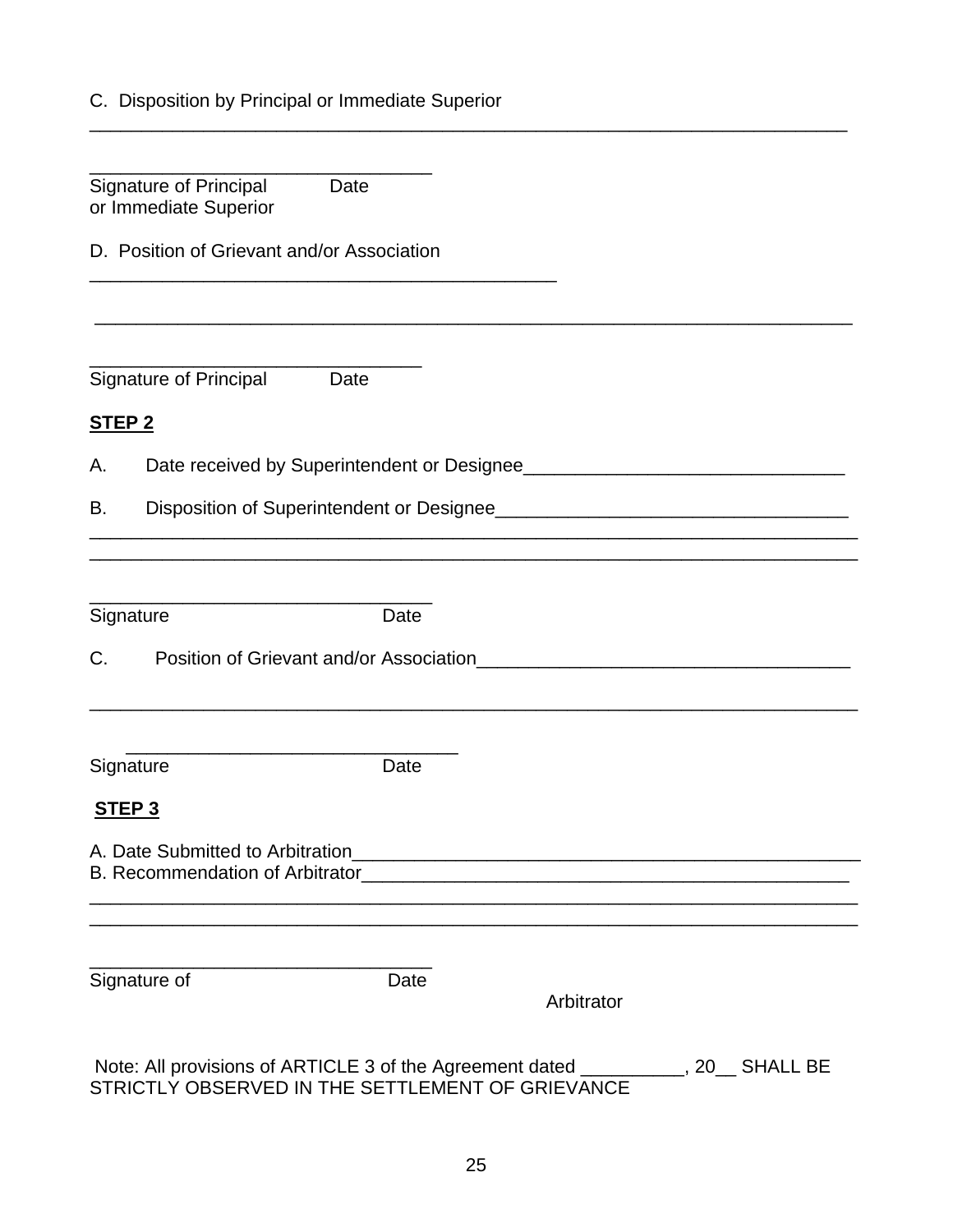C. Disposition by Principal or Immediate Superior

____________________________________________________________________________

_________________________________
Signature of Principal Date
or Immediate Superior

D. Position of Grievant and/or Association

_______________________________________________

____________________________________________________________________________

_________________________________
Signature of Principal Date

**STEP 2**

A. Date received by Superintendent or Designee_______________________________

B. Disposition of Superintendent or Designee__________________________________
____________________________________________________________________________
____________________________________________________________________________

_________________________________
Signature Date

C. Position of Grievant and/or Association____________________________________

____________________________________________________________________________

_________________________________
Signature Date

**STEP 3**

A. Date Submitted to Arbitration___________________________________________________
B. Recommendation of Arbitrator_________________________________________________
____________________________________________________________________________
____________________________________________________________________________

_________________________________
Signature of Date
Arbitrator

Note: All provisions of ARTICLE 3 of the Agreement dated __________, 20__ SHALL BE STRICTLY OBSERVED IN THE SETTLEMENT OF GRIEVANCE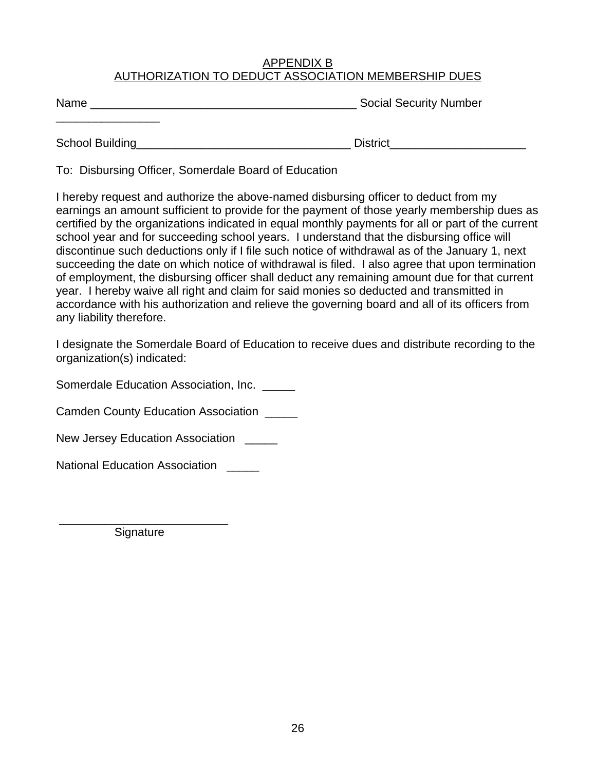# APPENDIX B
## AUTHORIZATION TO DEDUCT ASSOCIATION MEMBERSHIP DUES

Name _________________________________________ Social Security Number ________________

School Building________________________________ District____________________

To: Disbursing Officer, Somerdale Board of Education

I hereby request and authorize the above-named disbursing officer to deduct from my earnings an amount sufficient to provide for the payment of those yearly membership dues as certified by the organizations indicated in equal monthly payments for all or part of the current school year and for succeeding school years. I understand that the disbursing office will discontinue such deductions only if I file such notice of withdrawal as of the January 1, next succeeding the date on which notice of withdrawal is filed. I also agree that upon termination of employment, the disbursing officer shall deduct any remaining amount due for that current year. I hereby waive all right and claim for said monies so deducted and transmitted in accordance with his authorization and relieve the governing board and all of its officers from any liability therefore.

I designate the Somerdale Board of Education to receive dues and distribute recording to the organization(s) indicated:

Somerdale Education Association, Inc. _____

Camden County Education Association _____

New Jersey Education Association _____

National Education Association _____

__________________________
Signature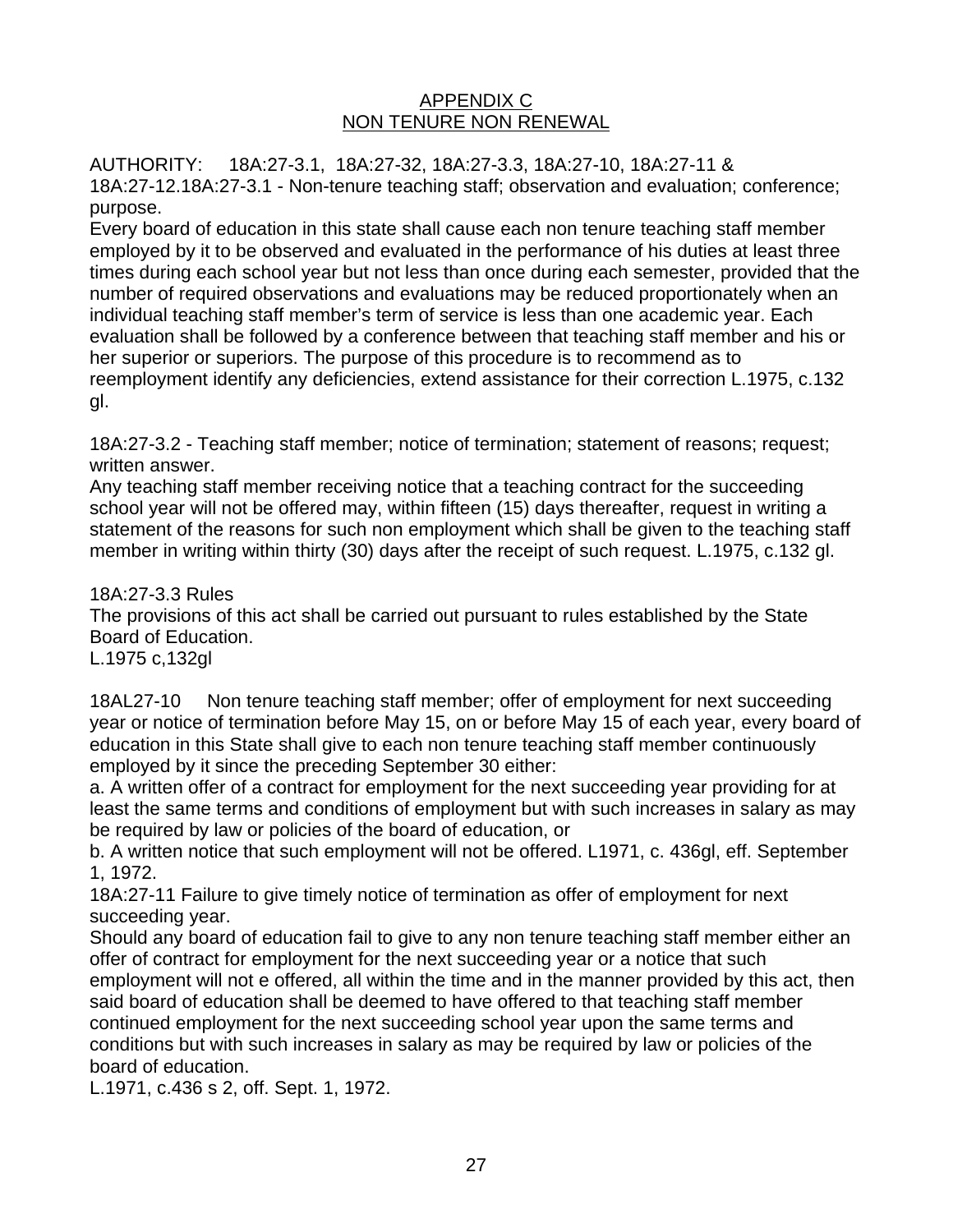## APPENDIX C
## NON TENURE NON RENEWAL

AUTHORITY: 18A:27-3.1, 18A:27-32, 18A:27-3.3, 18A:27-10, 18A:27-11 & 18A:27-12.18A:27-3.1 - Non-tenure teaching staff; observation and evaluation; conference; purpose.

Every board of education in this state shall cause each non tenure teaching staff member employed by it to be observed and evaluated in the performance of his duties at least three times during each school year but not less than once during each semester, provided that the number of required observations and evaluations may be reduced proportionately when an individual teaching staff member's term of service is less than one academic year. Each evaluation shall be followed by a conference between that teaching staff member and his or her superior or superiors. The purpose of this procedure is to recommend as to reemployment identify any deficiencies, extend assistance for their correction L.1975, c.132 gl.

18A:27-3.2 - Teaching staff member; notice of termination; statement of reasons; request; written answer.

Any teaching staff member receiving notice that a teaching contract for the succeeding school year will not be offered may, within fifteen (15) days thereafter, request in writing a statement of the reasons for such non employment which shall be given to the teaching staff member in writing within thirty (30) days after the receipt of such request. L.1975, c.132 gl.

18A:27-3.3 Rules

The provisions of this act shall be carried out pursuant to rules established by the State Board of Education.

L.1975 c,132gl

18AL27-10 Non tenure teaching staff member; offer of employment for next succeeding year or notice of termination before May 15, on or before May 15 of each year, every board of education in this State shall give to each non tenure teaching staff member continuously employed by it since the preceding September 30 either:

a. A written offer of a contract for employment for the next succeeding year providing for at least the same terms and conditions of employment but with such increases in salary as may be required by law or policies of the board of education, or

b. A written notice that such employment will not be offered. L1971, c. 436gl, eff. September 1, 1972.

18A:27-11 Failure to give timely notice of termination as offer of employment for next succeeding year.

Should any board of education fail to give to any non tenure teaching staff member either an offer of contract for employment for the next succeeding year or a notice that such employment will not e offered, all within the time and in the manner provided by this act, then said board of education shall be deemed to have offered to that teaching staff member continued employment for the next succeeding school year upon the same terms and conditions but with such increases in salary as may be required by law or policies of the board of education.

L.1971, c.436 s 2, off. Sept. 1, 1972.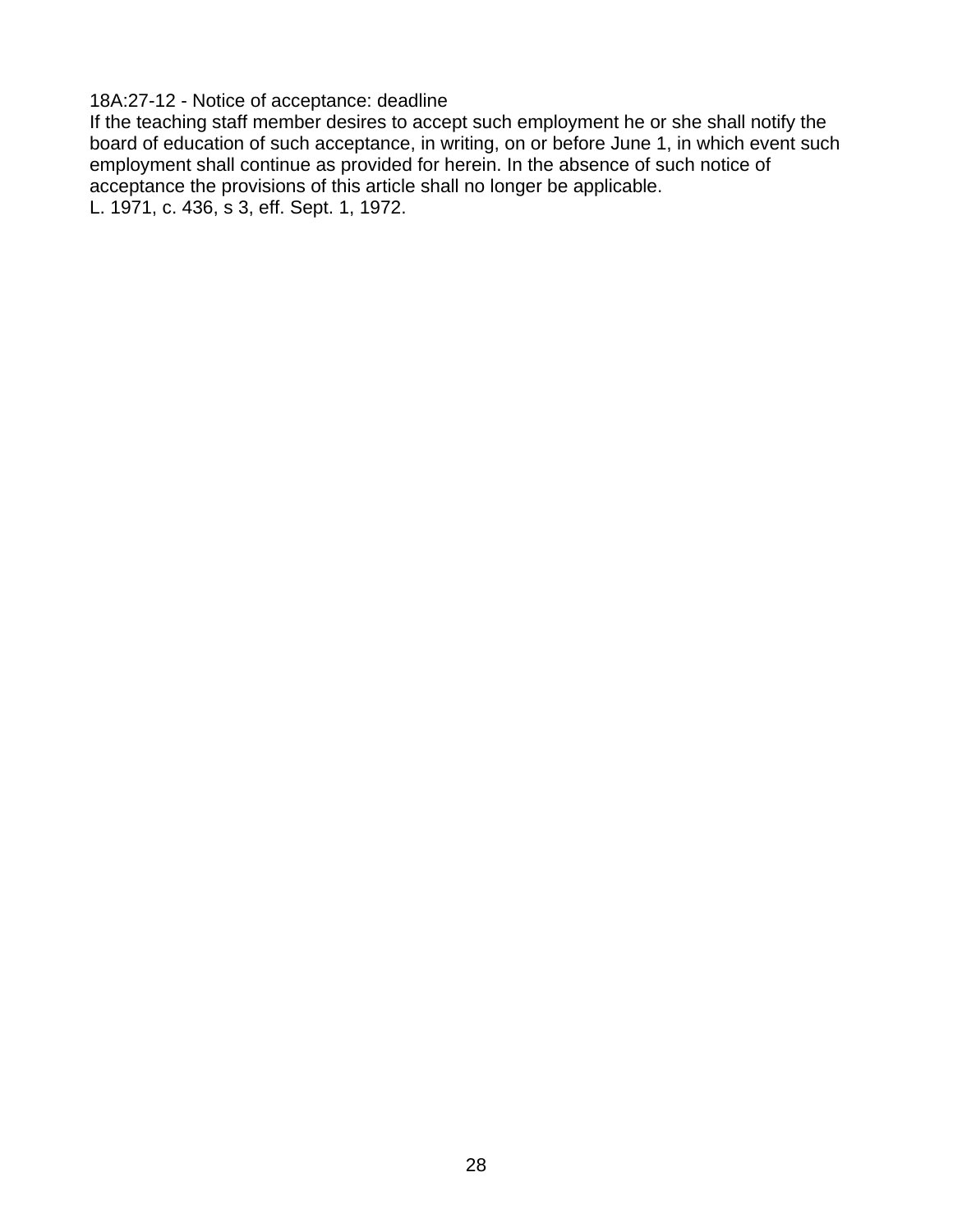18A:27-12 - Notice of acceptance: deadline

If the teaching staff member desires to accept such employment he or she shall notify the board of education of such acceptance, in writing, on or before June 1, in which event such employment shall continue as provided for herein. In the absence of such notice of acceptance the provisions of this article shall no longer be applicable.

L. 1971, c. 436, s 3, eff. Sept. 1, 1972.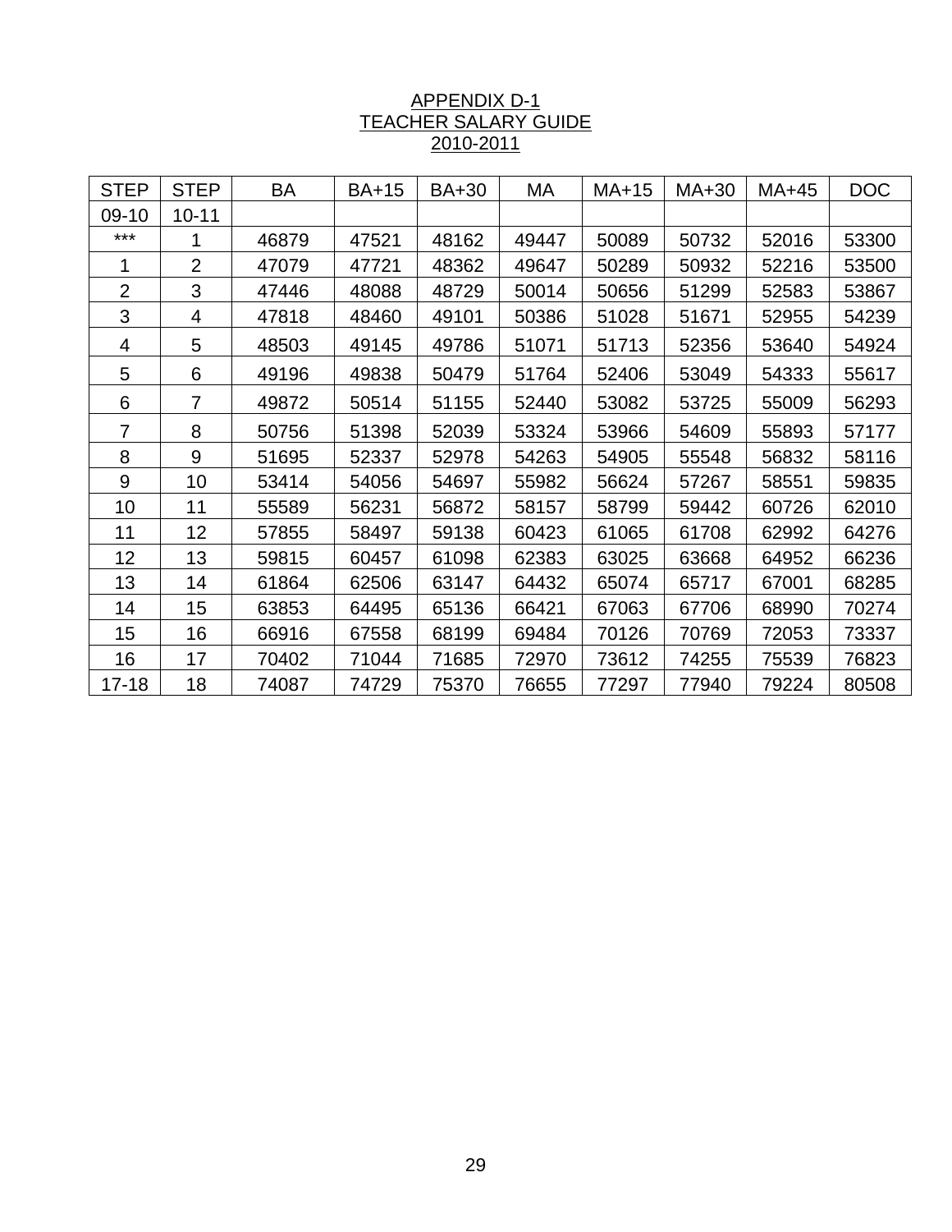APPENDIX D-1
TEACHER SALARY GUIDE
2010-2011

| STEP | STEP | BA | BA+15 | BA+30 | MA | MA+15 | MA+30 | MA+45 | DOC |
|---|---|---|---|---|---|---|---|---|---|
| 09-10 | 10-11 | | | | | | | | |
| *** | 1 | 46879 | 47521 | 48162 | 49447 | 50089 | 50732 | 52016 | 53300 |
| 1 | 2 | 47079 | 47721 | 48362 | 49647 | 50289 | 50932 | 52216 | 53500 |
| 2 | 3 | 47446 | 48088 | 48729 | 50014 | 50656 | 51299 | 52583 | 53867 |
| 3 | 4 | 47818 | 48460 | 49101 | 50386 | 51028 | 51671 | 52955 | 54239 |
| 4 | 5 | 48503 | 49145 | 49786 | 51071 | 51713 | 52356 | 53640 | 54924 |
| 5 | 6 | 49196 | 49838 | 50479 | 51764 | 52406 | 53049 | 54333 | 55617 |
| 6 | 7 | 49872 | 50514 | 51155 | 52440 | 53082 | 53725 | 55009 | 56293 |
| 7 | 8 | 50756 | 51398 | 52039 | 53324 | 53966 | 54609 | 55893 | 57177 |
| 8 | 9 | 51695 | 52337 | 52978 | 54263 | 54905 | 55548 | 56832 | 58116 |
| 9 | 10 | 53414 | 54056 | 54697 | 55982 | 56624 | 57267 | 58551 | 59835 |
| 10 | 11 | 55589 | 56231 | 56872 | 58157 | 58799 | 59442 | 60726 | 62010 |
| 11 | 12 | 57855 | 58497 | 59138 | 60423 | 61065 | 61708 | 62992 | 64276 |
| 12 | 13 | 59815 | 60457 | 61098 | 62383 | 63025 | 63668 | 64952 | 66236 |
| 13 | 14 | 61864 | 62506 | 63147 | 64432 | 65074 | 65717 | 67001 | 68285 |
| 14 | 15 | 63853 | 64495 | 65136 | 66421 | 67063 | 67706 | 68990 | 70274 |
| 15 | 16 | 66916 | 67558 | 68199 | 69484 | 70126 | 70769 | 72053 | 73337 |
| 16 | 17 | 70402 | 71044 | 71685 | 72970 | 73612 | 74255 | 75539 | 76823 |
| 17-18 | 18 | 74087 | 74729 | 75370 | 76655 | 77297 | 77940 | 79224 | 80508 |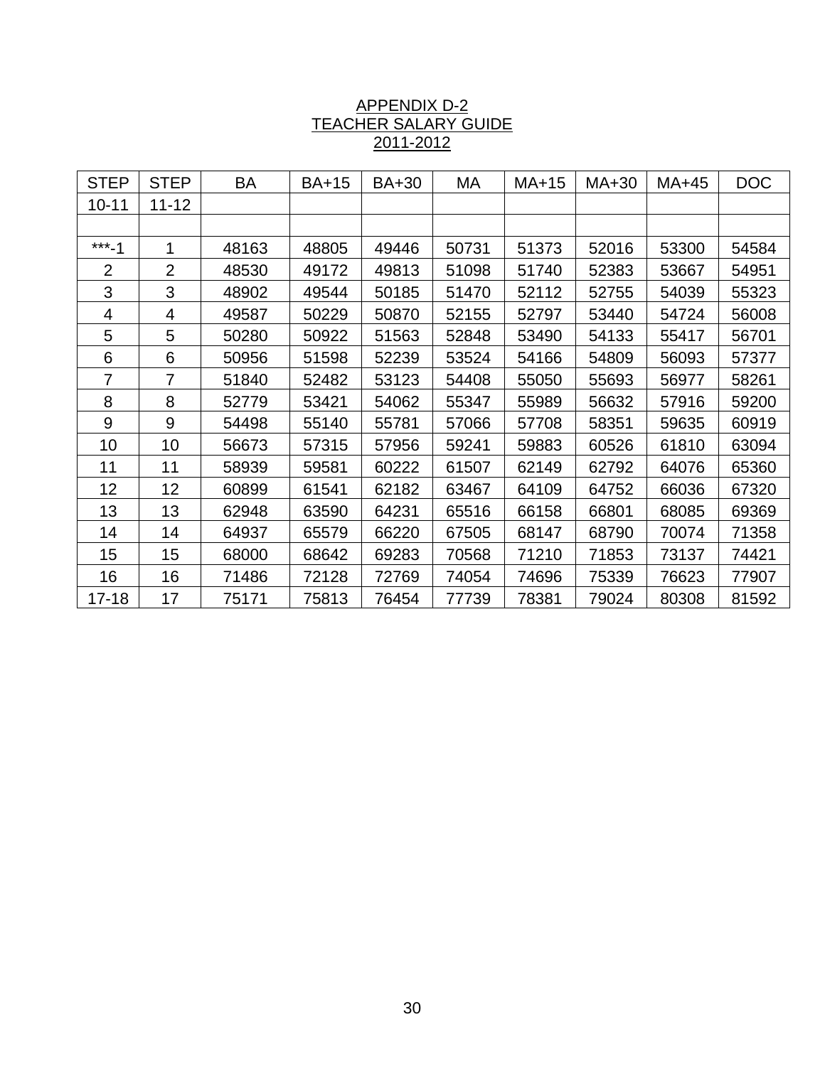APPENDIX D-2
TEACHER SALARY GUIDE
2011-2012

| STEP | STEP | BA | BA+15 | BA+30 | MA | MA+15 | MA+30 | MA+45 | DOC |
|---|---|---|---|---|---|---|---|---|---|
| 10-11 | 11-12 | | | | | | | | |
| | | | | | | | | | |
| ***-1 | 1 | 48163 | 48805 | 49446 | 50731 | 51373 | 52016 | 53300 | 54584 |
| 2 | 2 | 48530 | 49172 | 49813 | 51098 | 51740 | 52383 | 53667 | 54951 |
| 3 | 3 | 48902 | 49544 | 50185 | 51470 | 52112 | 52755 | 54039 | 55323 |
| 4 | 4 | 49587 | 50229 | 50870 | 52155 | 52797 | 53440 | 54724 | 56008 |
| 5 | 5 | 50280 | 50922 | 51563 | 52848 | 53490 | 54133 | 55417 | 56701 |
| 6 | 6 | 50956 | 51598 | 52239 | 53524 | 54166 | 54809 | 56093 | 57377 |
| 7 | 7 | 51840 | 52482 | 53123 | 54408 | 55050 | 55693 | 56977 | 58261 |
| 8 | 8 | 52779 | 53421 | 54062 | 55347 | 55989 | 56632 | 57916 | 59200 |
| 9 | 9 | 54498 | 55140 | 55781 | 57066 | 57708 | 58351 | 59635 | 60919 |
| 10 | 10 | 56673 | 57315 | 57956 | 59241 | 59883 | 60526 | 61810 | 63094 |
| 11 | 11 | 58939 | 59581 | 60222 | 61507 | 62149 | 62792 | 64076 | 65360 |
| 12 | 12 | 60899 | 61541 | 62182 | 63467 | 64109 | 64752 | 66036 | 67320 |
| 13 | 13 | 62948 | 63590 | 64231 | 65516 | 66158 | 66801 | 68085 | 69369 |
| 14 | 14 | 64937 | 65579 | 66220 | 67505 | 68147 | 68790 | 70074 | 71358 |
| 15 | 15 | 68000 | 68642 | 69283 | 70568 | 71210 | 71853 | 73137 | 74421 |
| 16 | 16 | 71486 | 72128 | 72769 | 74054 | 74696 | 75339 | 76623 | 77907 |
| 17-18 | 17 | 75171 | 75813 | 76454 | 77739 | 78381 | 79024 | 80308 | 81592 |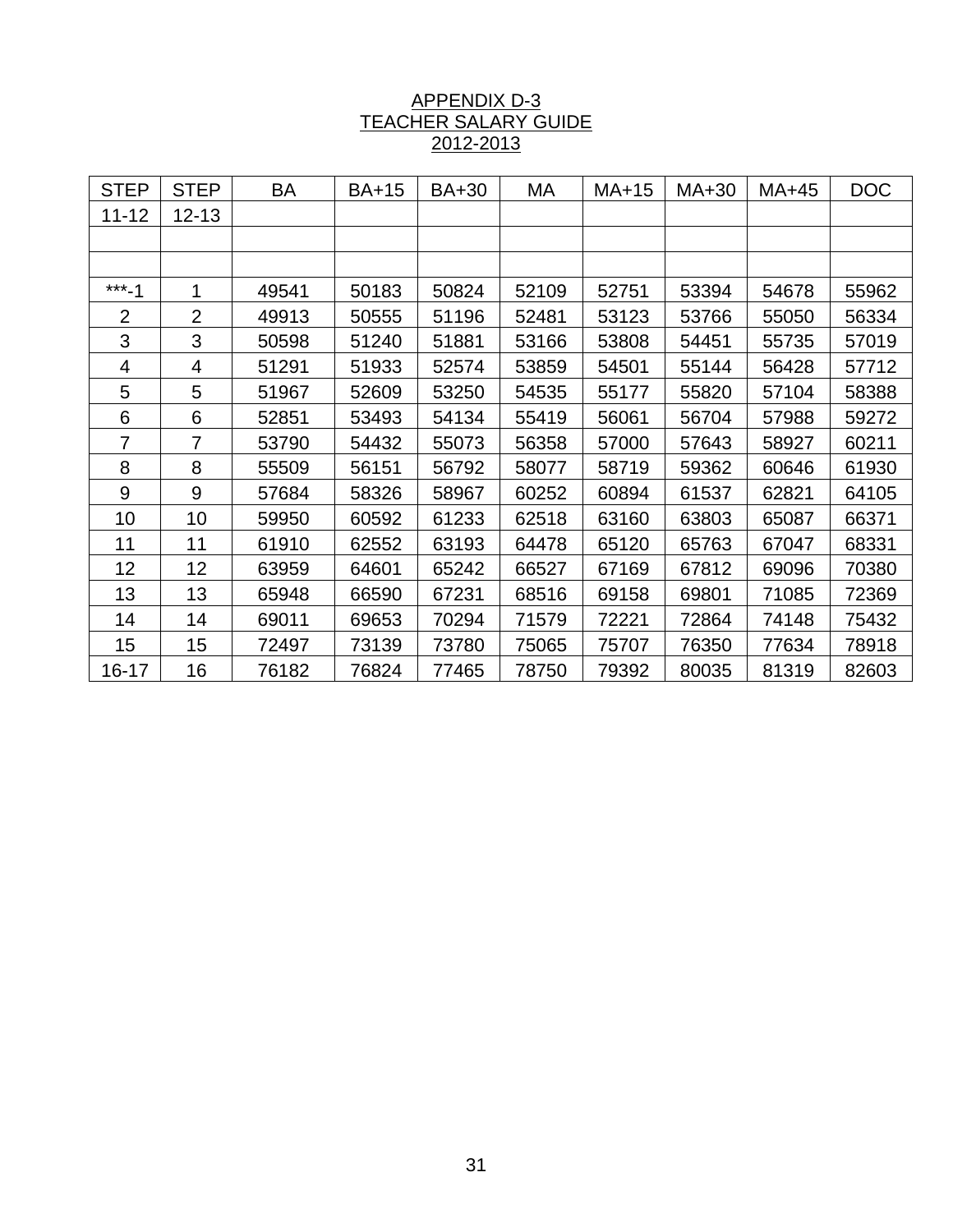APPENDIX D-3
TEACHER SALARY GUIDE
2012-2013

| STEP | STEP | BA | BA+15 | BA+30 | MA | MA+15 | MA+30 | MA+45 | DOC |
|---|---|---|---|---|---|---|---|---|---|
| 11-12 | 12-13 | | | | | | | | |
| | | | | | | | | | |
| | | | | | | | | | |
| ***-1 | 1 | 49541 | 50183 | 50824 | 52109 | 52751 | 53394 | 54678 | 55962 |
| 2 | 2 | 49913 | 50555 | 51196 | 52481 | 53123 | 53766 | 55050 | 56334 |
| 3 | 3 | 50598 | 51240 | 51881 | 53166 | 53808 | 54451 | 55735 | 57019 |
| 4 | 4 | 51291 | 51933 | 52574 | 53859 | 54501 | 55144 | 56428 | 57712 |
| 5 | 5 | 51967 | 52609 | 53250 | 54535 | 55177 | 55820 | 57104 | 58388 |
| 6 | 6 | 52851 | 53493 | 54134 | 55419 | 56061 | 56704 | 57988 | 59272 |
| 7 | 7 | 53790 | 54432 | 55073 | 56358 | 57000 | 57643 | 58927 | 60211 |
| 8 | 8 | 55509 | 56151 | 56792 | 58077 | 58719 | 59362 | 60646 | 61930 |
| 9 | 9 | 57684 | 58326 | 58967 | 60252 | 60894 | 61537 | 62821 | 64105 |
| 10 | 10 | 59950 | 60592 | 61233 | 62518 | 63160 | 63803 | 65087 | 66371 |
| 11 | 11 | 61910 | 62552 | 63193 | 64478 | 65120 | 65763 | 67047 | 68331 |
| 12 | 12 | 63959 | 64601 | 65242 | 66527 | 67169 | 67812 | 69096 | 70380 |
| 13 | 13 | 65948 | 66590 | 67231 | 68516 | 69158 | 69801 | 71085 | 72369 |
| 14 | 14 | 69011 | 69653 | 70294 | 71579 | 72221 | 72864 | 74148 | 75432 |
| 15 | 15 | 72497 | 73139 | 73780 | 75065 | 75707 | 76350 | 77634 | 78918 |
| 16-17 | 16 | 76182 | 76824 | 77465 | 78750 | 79392 | 80035 | 81319 | 82603 |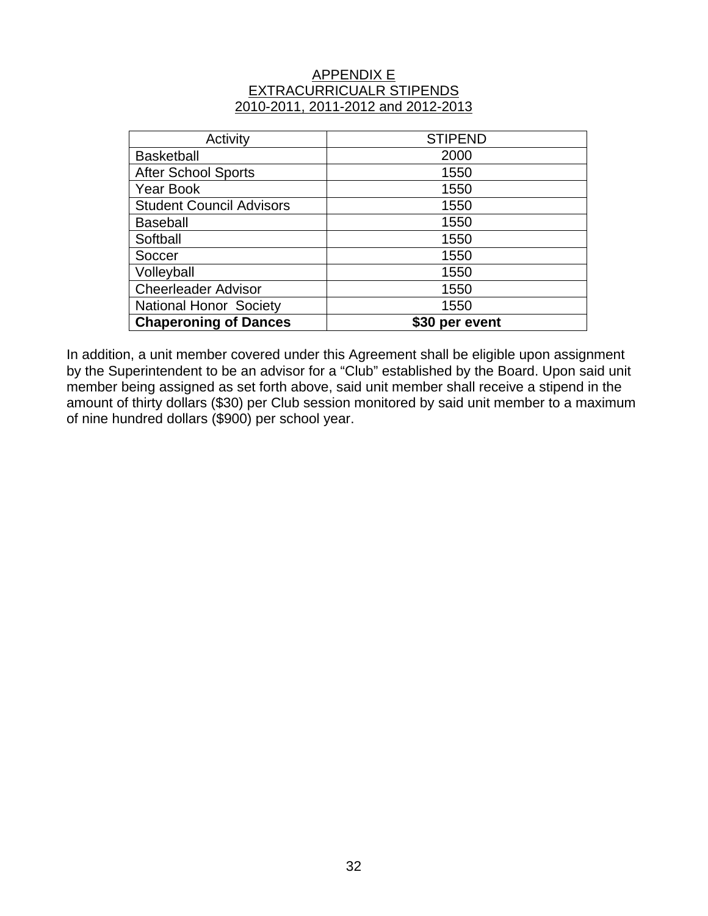# APPENDIX E
## EXTRACURRICUALR STIPENDS
## 2010-2011, 2011-2012 and 2012-2013

| Activity | STIPEND |
|---|---|
| Basketball | 2000 |
| After School Sports | 1550 |
| Year Book | 1550 |
| Student Council Advisors | 1550 |
| Baseball | 1550 |
| Softball | 1550 |
| Soccer | 1550 |
| Volleyball | 1550 |
| Cheerleader Advisor | 1550 |
| National Honor Society | 1550 |
| **Chaperoning of Dances** | **$30 per event** |

In addition, a unit member covered under this Agreement shall be eligible upon assignment by the Superintendent to be an advisor for a "Club" established by the Board. Upon said unit member being assigned as set forth above, said unit member shall receive a stipend in the amount of thirty dollars ($30) per Club session monitored by said unit member to a maximum of nine hundred dollars ($900) per school year.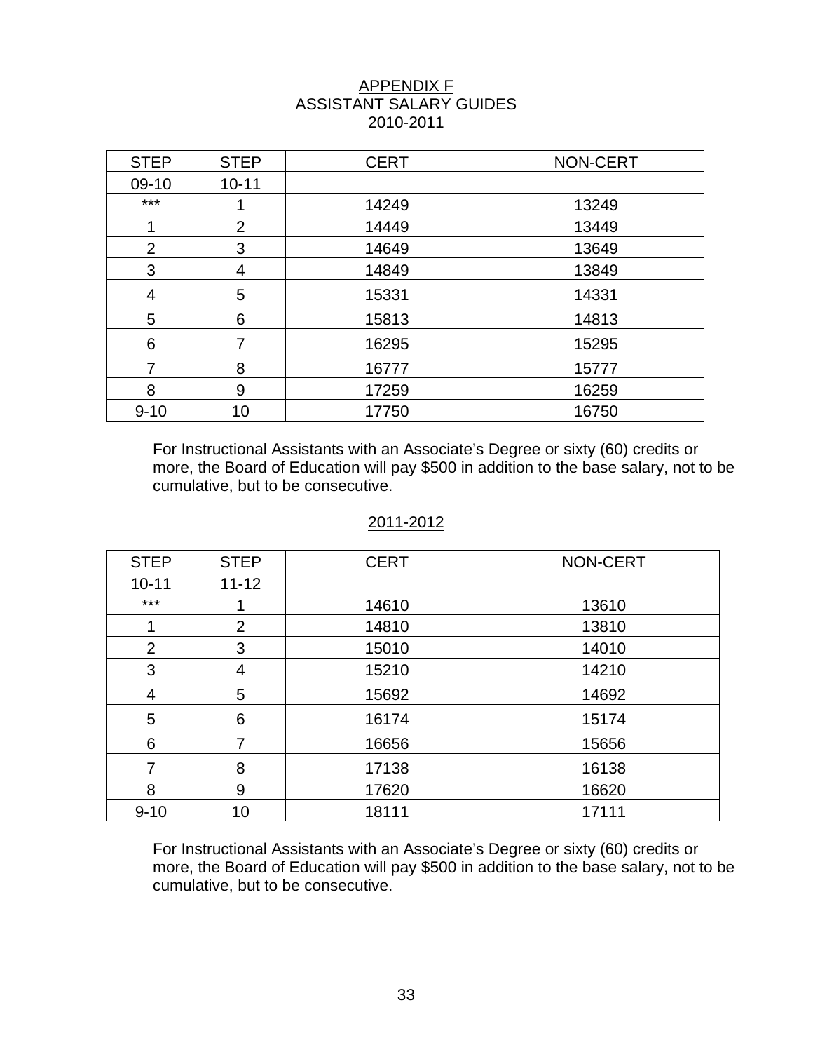# APPENDIX F
# ASSISTANT SALARY GUIDES
## 2010-2011

| STEP | STEP | CERT | NON-CERT |
|---|---|---|---|
| 09-10 | 10-11 | | |
| *** | 1 | 14249 | 13249 |
| 1 | 2 | 14449 | 13449 |
| 2 | 3 | 14649 | 13649 |
| 3 | 4 | 14849 | 13849 |
| 4 | 5 | 15331 | 14331 |
| 5 | 6 | 15813 | 14813 |
| 6 | 7 | 16295 | 15295 |
| 7 | 8 | 16777 | 15777 |
| 8 | 9 | 17259 | 16259 |
| 9-10 | 10 | 17750 | 16750 |

For Instructional Assistants with an Associate's Degree or sixty (60) credits or more, the Board of Education will pay $500 in addition to the base salary, not to be cumulative, but to be consecutive.

## 2011-2012

| STEP | STEP | CERT | NON-CERT |
|---|---|---|---|
| 10-11 | 11-12 | | |
| *** | 1 | 14610 | 13610 |
| 1 | 2 | 14810 | 13810 |
| 2 | 3 | 15010 | 14010 |
| 3 | 4 | 15210 | 14210 |
| 4 | 5 | 15692 | 14692 |
| 5 | 6 | 16174 | 15174 |
| 6 | 7 | 16656 | 15656 |
| 7 | 8 | 17138 | 16138 |
| 8 | 9 | 17620 | 16620 |
| 9-10 | 10 | 18111 | 17111 |

For Instructional Assistants with an Associate's Degree or sixty (60) credits or more, the Board of Education will pay $500 in addition to the base salary, not to be cumulative, but to be consecutive.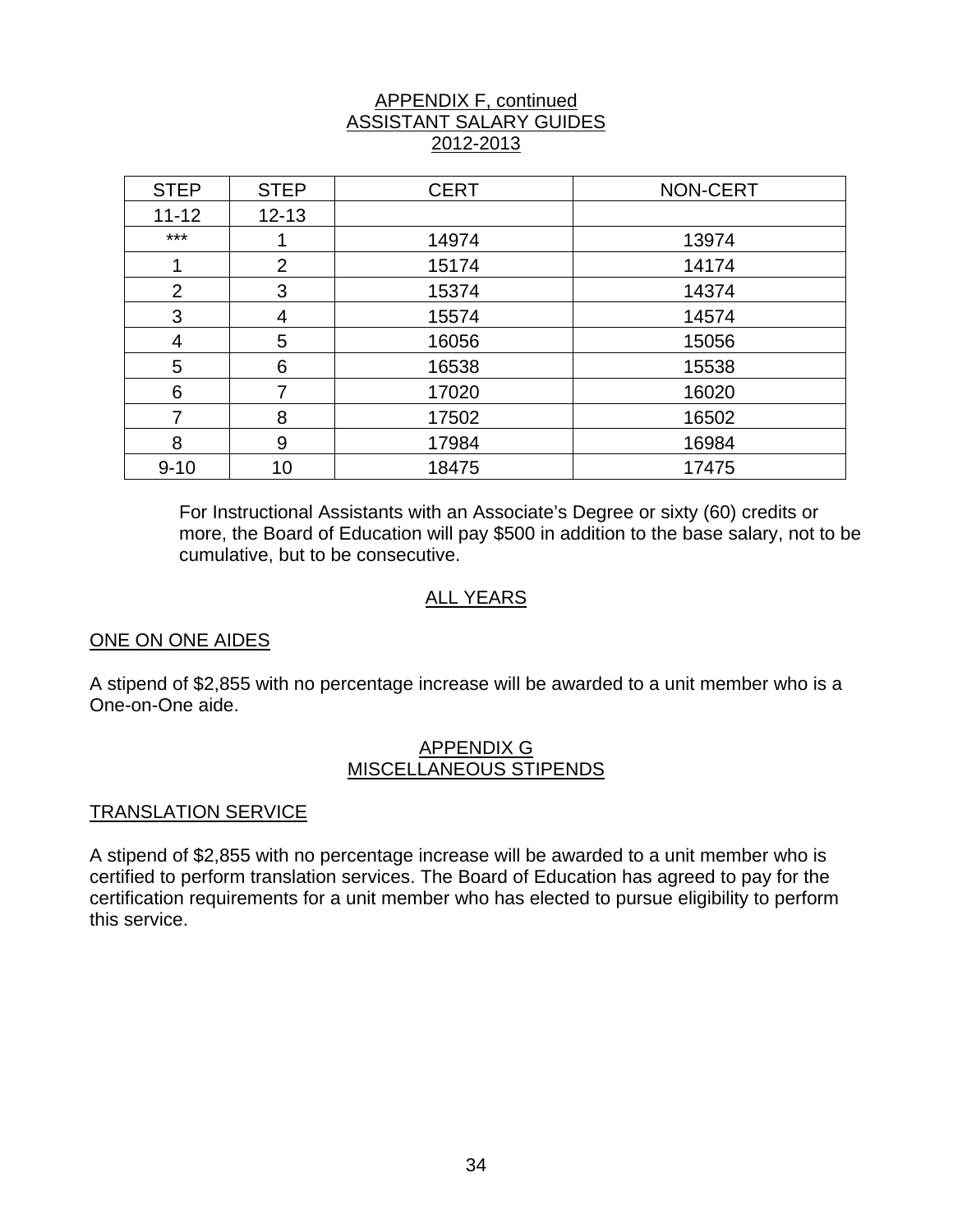APPENDIX F, continued
ASSISTANT SALARY GUIDES
2012-2013

| STEP | STEP | CERT | NON-CERT |
|---|---|---|---|
| 11-12 | 12-13 | | |
| *** | 1 | 14974 | 13974 |
| 1 | 2 | 15174 | 14174 |
| 2 | 3 | 15374 | 14374 |
| 3 | 4 | 15574 | 14574 |
| 4 | 5 | 16056 | 15056 |
| 5 | 6 | 16538 | 15538 |
| 6 | 7 | 17020 | 16020 |
| 7 | 8 | 17502 | 16502 |
| 8 | 9 | 17984 | 16984 |
| 9-10 | 10 | 18475 | 17475 |

For Instructional Assistants with an Associate's Degree or sixty (60) credits or more, the Board of Education will pay $500 in addition to the base salary, not to be cumulative, but to be consecutive.

ALL YEARS

ONE ON ONE AIDES

A stipend of $2,855 with no percentage increase will be awarded to a unit member who is a One-on-One aide.

## APPENDIX G
## MISCELLANEOUS STIPENDS

TRANSLATION SERVICE

A stipend of $2,855 with no percentage increase will be awarded to a unit member who is certified to perform translation services. The Board of Education has agreed to pay for the certification requirements for a unit member who has elected to pursue eligibility to perform this service.